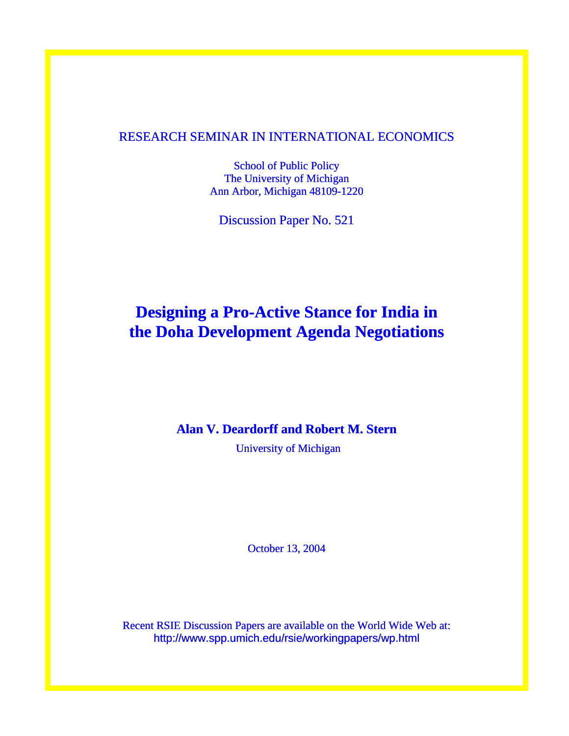RESEARCH SEMINAR IN INTERNATIONAL ECONOMICS

School of Public Policy
The University of Michigan
Ann Arbor, Michigan 48109-1220

Discussion Paper No. 521

# Designing a Pro-Active Stance for India in the Doha Development Agenda Negotiations

**Alan V. Deardorff and Robert M. Stern**

University of Michigan

October 13, 2004

Recent RSIE Discussion Papers are available on the World Wide Web at:
http://www.spp.umich.edu/rsie/workingpapers/wp.html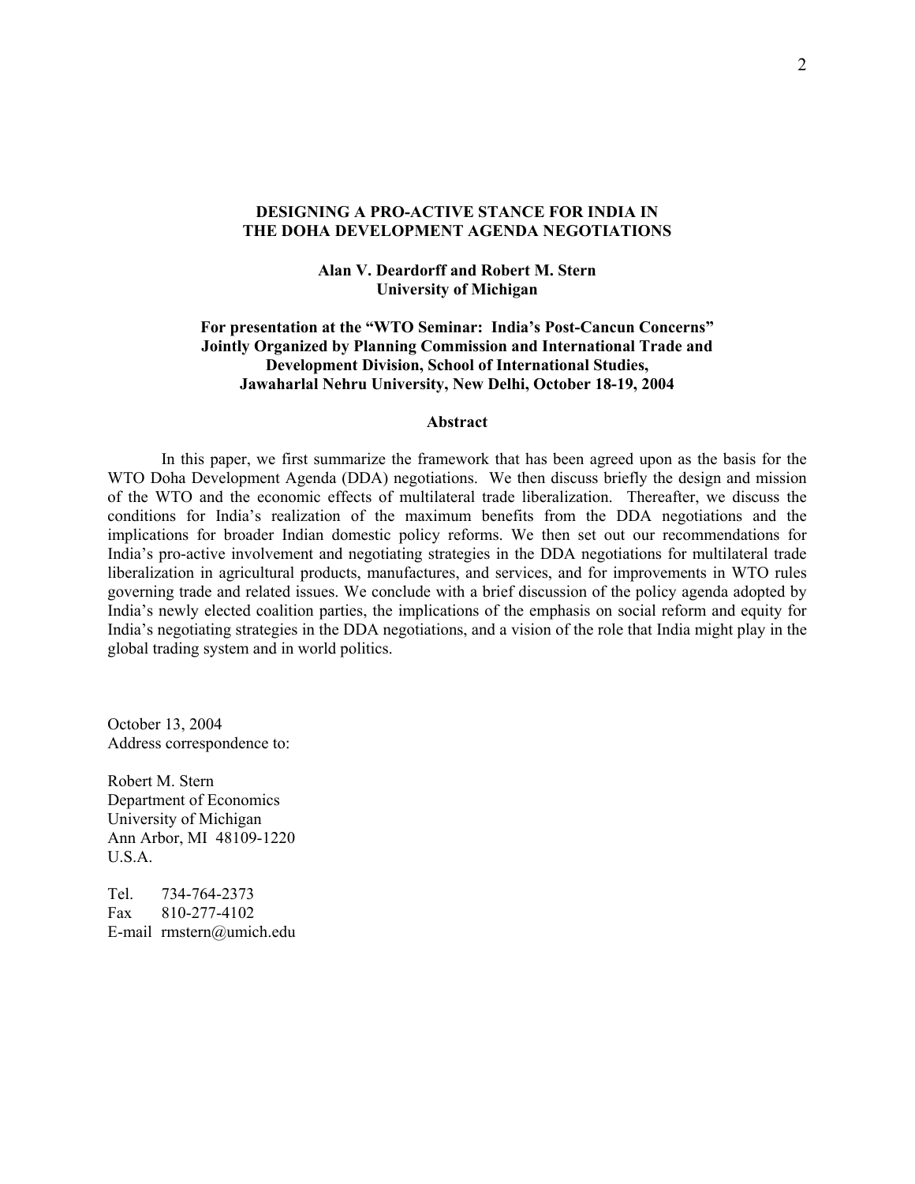# DESIGNING A PRO-ACTIVE STANCE FOR INDIA IN THE DOHA DEVELOPMENT AGENDA NEGOTIATIONS

**Alan V. Deardorff and Robert M. Stern**
**University of Michigan**

**For presentation at the "WTO Seminar: India's Post-Cancun Concerns" Jointly Organized by Planning Commission and International Trade and Development Division, School of International Studies, Jawaharlal Nehru University, New Delhi, October 18-19, 2004**

## Abstract

In this paper, we first summarize the framework that has been agreed upon as the basis for the WTO Doha Development Agenda (DDA) negotiations. We then discuss briefly the design and mission of the WTO and the economic effects of multilateral trade liberalization. Thereafter, we discuss the conditions for India's realization of the maximum benefits from the DDA negotiations and the implications for broader Indian domestic policy reforms. We then set out our recommendations for India's pro-active involvement and negotiating strategies in the DDA negotiations for multilateral trade liberalization in agricultural products, manufactures, and services, and for improvements in WTO rules governing trade and related issues. We conclude with a brief discussion of the policy agenda adopted by India's newly elected coalition parties, the implications of the emphasis on social reform and equity for India's negotiating strategies in the DDA negotiations, and a vision of the role that India might play in the global trading system and in world politics.

October 13, 2004
Address correspondence to:

Robert M. Stern
Department of Economics
University of Michigan
Ann Arbor, MI 48109-1220
U.S.A.

Tel. 734-764-2373
Fax 810-277-4102
E-mail rmstern@umich.edu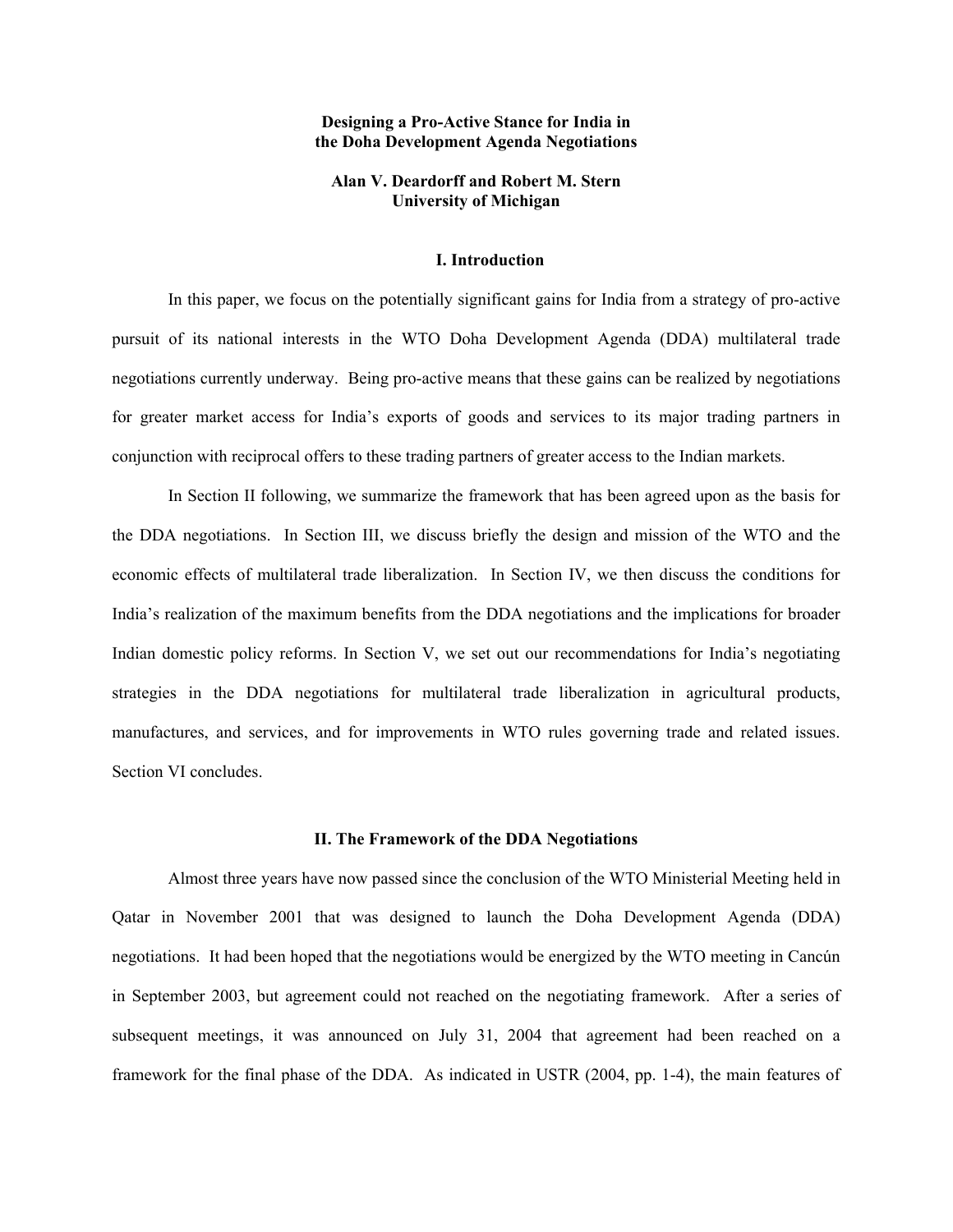**Designing a Pro-Active Stance for India in the Doha Development Agenda Negotiations**

**Alan V. Deardorff and Robert M. Stern**
**University of Michigan**

## I. Introduction

In this paper, we focus on the potentially significant gains for India from a strategy of pro-active pursuit of its national interests in the WTO Doha Development Agenda (DDA) multilateral trade negotiations currently underway. Being pro-active means that these gains can be realized by negotiations for greater market access for India's exports of goods and services to its major trading partners in conjunction with reciprocal offers to these trading partners of greater access to the Indian markets.

In Section II following, we summarize the framework that has been agreed upon as the basis for the DDA negotiations. In Section III, we discuss briefly the design and mission of the WTO and the economic effects of multilateral trade liberalization. In Section IV, we then discuss the conditions for India's realization of the maximum benefits from the DDA negotiations and the implications for broader Indian domestic policy reforms. In Section V, we set out our recommendations for India's negotiating strategies in the DDA negotiations for multilateral trade liberalization in agricultural products, manufactures, and services, and for improvements in WTO rules governing trade and related issues. Section VI concludes.

## II. The Framework of the DDA Negotiations

Almost three years have now passed since the conclusion of the WTO Ministerial Meeting held in Qatar in November 2001 that was designed to launch the Doha Development Agenda (DDA) negotiations. It had been hoped that the negotiations would be energized by the WTO meeting in Cancún in September 2003, but agreement could not reached on the negotiating framework. After a series of subsequent meetings, it was announced on July 31, 2004 that agreement had been reached on a framework for the final phase of the DDA. As indicated in USTR (2004, pp. 1-4), the main features of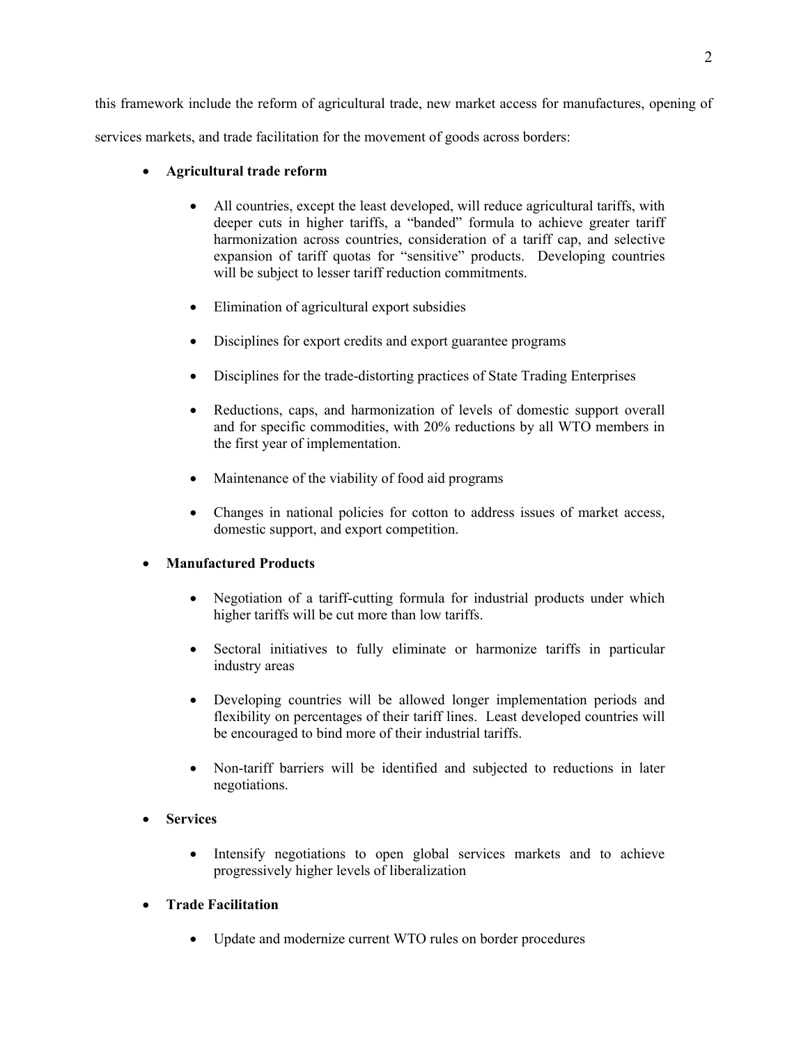this framework include the reform of agricultural trade, new market access for manufactures, opening of services markets, and trade facilitation for the movement of goods across borders:

- **Agricultural trade reform**
    - All countries, except the least developed, will reduce agricultural tariffs, with deeper cuts in higher tariffs, a "banded" formula to achieve greater tariff harmonization across countries, consideration of a tariff cap, and selective expansion of tariff quotas for "sensitive" products. Developing countries will be subject to lesser tariff reduction commitments.
    - Elimination of agricultural export subsidies
    - Disciplines for export credits and export guarantee programs
    - Disciplines for the trade-distorting practices of State Trading Enterprises
    - Reductions, caps, and harmonization of levels of domestic support overall and for specific commodities, with 20% reductions by all WTO members in the first year of implementation.
    - Maintenance of the viability of food aid programs
    - Changes in national policies for cotton to address issues of market access, domestic support, and export competition.
- **Manufactured Products**
    - Negotiation of a tariff-cutting formula for industrial products under which higher tariffs will be cut more than low tariffs.
    - Sectoral initiatives to fully eliminate or harmonize tariffs in particular industry areas
    - Developing countries will be allowed longer implementation periods and flexibility on percentages of their tariff lines. Least developed countries will be encouraged to bind more of their industrial tariffs.
    - Non-tariff barriers will be identified and subjected to reductions in later negotiations.
- **Services**
    - Intensify negotiations to open global services markets and to achieve progressively higher levels of liberalization
- **Trade Facilitation**
    - Update and modernize current WTO rules on border procedures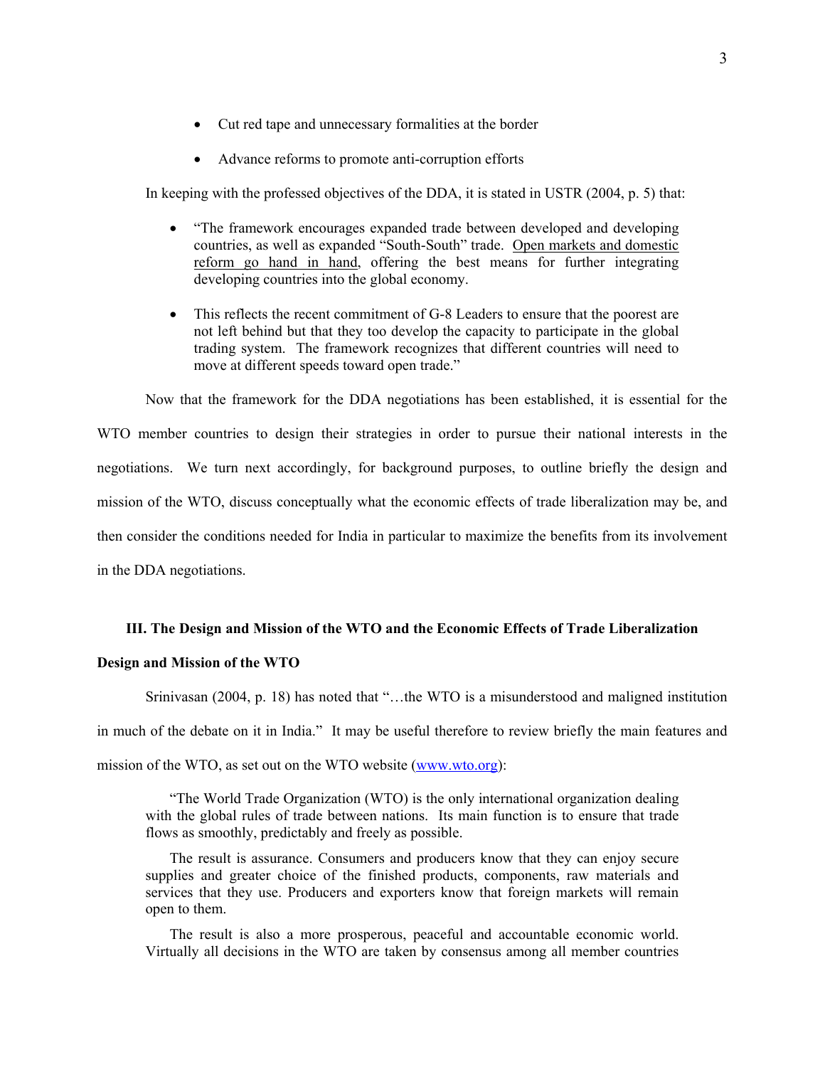- Cut red tape and unnecessary formalities at the border
- Advance reforms to promote anti-corruption efforts

In keeping with the professed objectives of the DDA, it is stated in USTR (2004, p. 5) that:

> - "The framework encourages expanded trade between developed and developing countries, as well as expanded "South-South" trade. <u>Open markets and domestic reform go hand in hand</u>, offering the best means for further integrating developing countries into the global economy.
> - This reflects the recent commitment of G-8 Leaders to ensure that the poorest are not left behind but that they too develop the capacity to participate in the global trading system. The framework recognizes that different countries will need to move at different speeds toward open trade."

Now that the framework for the DDA negotiations has been established, it is essential for the WTO member countries to design their strategies in order to pursue their national interests in the negotiations. We turn next accordingly, for background purposes, to outline briefly the design and mission of the WTO, discuss conceptually what the economic effects of trade liberalization may be, and then consider the conditions needed for India in particular to maximize the benefits from its involvement in the DDA negotiations.

## III. The Design and Mission of the WTO and the Economic Effects of Trade Liberalization

### Design and Mission of the WTO

Srinivasan (2004, p. 18) has noted that "…the WTO is a misunderstood and maligned institution in much of the debate on it in India." It may be useful therefore to review briefly the main features and mission of the WTO, as set out on the WTO website (www.wto.org):

> "The World Trade Organization (WTO) is the only international organization dealing with the global rules of trade between nations. Its main function is to ensure that trade flows as smoothly, predictably and freely as possible.
>
> The result is assurance. Consumers and producers know that they can enjoy secure supplies and greater choice of the finished products, components, raw materials and services that they use. Producers and exporters know that foreign markets will remain open to them.
>
> The result is also a more prosperous, peaceful and accountable economic world. Virtually all decisions in the WTO are taken by consensus among all member countries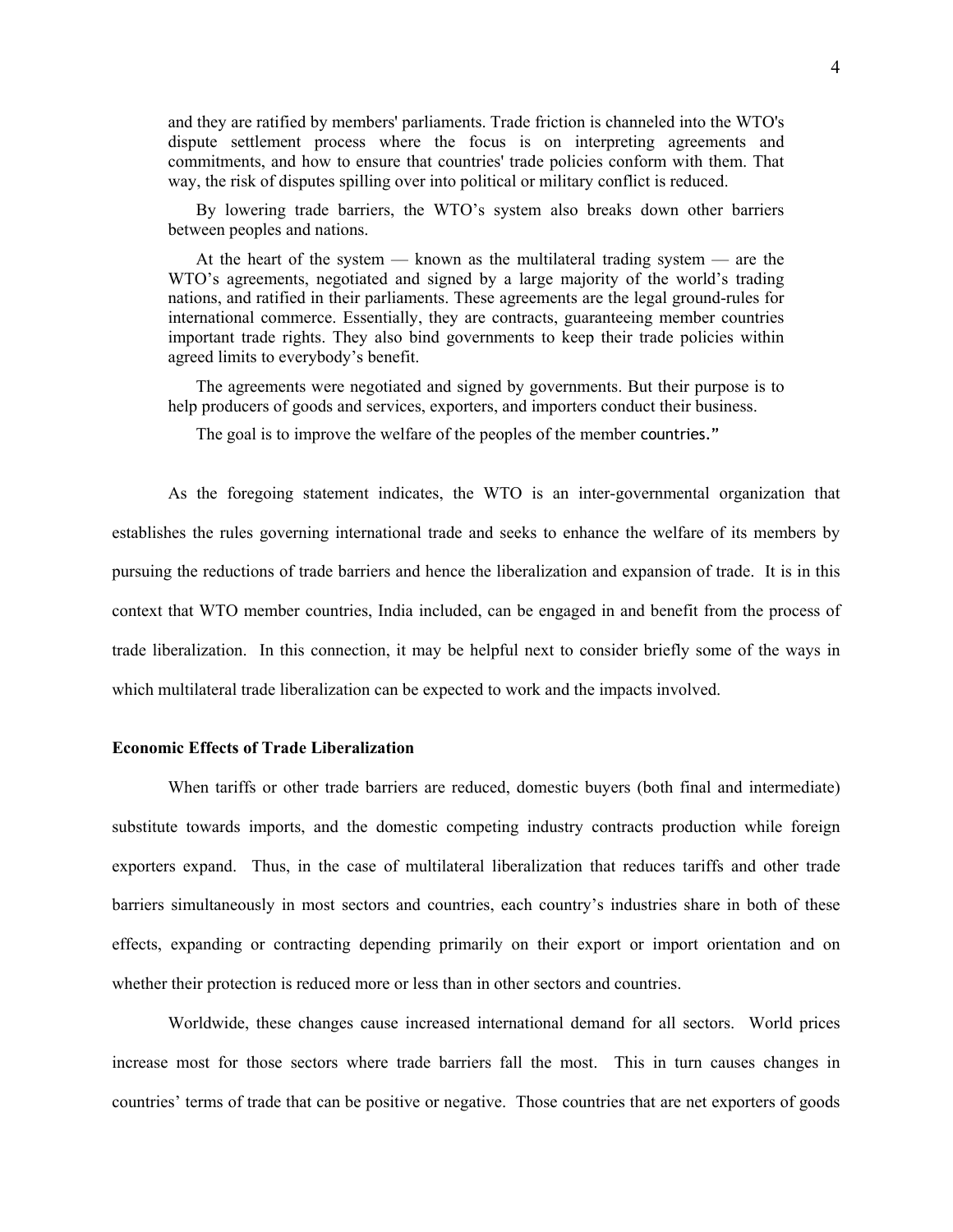> and they are ratified by members' parliaments. Trade friction is channeled into the WTO's dispute settlement process where the focus is on interpreting agreements and commitments, and how to ensure that countries' trade policies conform with them. That way, the risk of disputes spilling over into political or military conflict is reduced.
>
> By lowering trade barriers, the WTO's system also breaks down other barriers between peoples and nations.
>
> At the heart of the system — known as the multilateral trading system — are the WTO's agreements, negotiated and signed by a large majority of the world's trading nations, and ratified in their parliaments. These agreements are the legal ground-rules for international commerce. Essentially, they are contracts, guaranteeing member countries important trade rights. They also bind governments to keep their trade policies within agreed limits to everybody's benefit.
>
> The agreements were negotiated and signed by governments. But their purpose is to help producers of goods and services, exporters, and importers conduct their business.
>
> The goal is to improve the welfare of the peoples of the member countries."

As the foregoing statement indicates, the WTO is an inter-governmental organization that establishes the rules governing international trade and seeks to enhance the welfare of its members by pursuing the reductions of trade barriers and hence the liberalization and expansion of trade. It is in this context that WTO member countries, India included, can be engaged in and benefit from the process of trade liberalization. In this connection, it may be helpful next to consider briefly some of the ways in which multilateral trade liberalization can be expected to work and the impacts involved.

**Economic Effects of Trade Liberalization**

When tariffs or other trade barriers are reduced, domestic buyers (both final and intermediate) substitute towards imports, and the domestic competing industry contracts production while foreign exporters expand. Thus, in the case of multilateral liberalization that reduces tariffs and other trade barriers simultaneously in most sectors and countries, each country's industries share in both of these effects, expanding or contracting depending primarily on their export or import orientation and on whether their protection is reduced more or less than in other sectors and countries.

Worldwide, these changes cause increased international demand for all sectors. World prices increase most for those sectors where trade barriers fall the most. This in turn causes changes in countries' terms of trade that can be positive or negative. Those countries that are net exporters of goods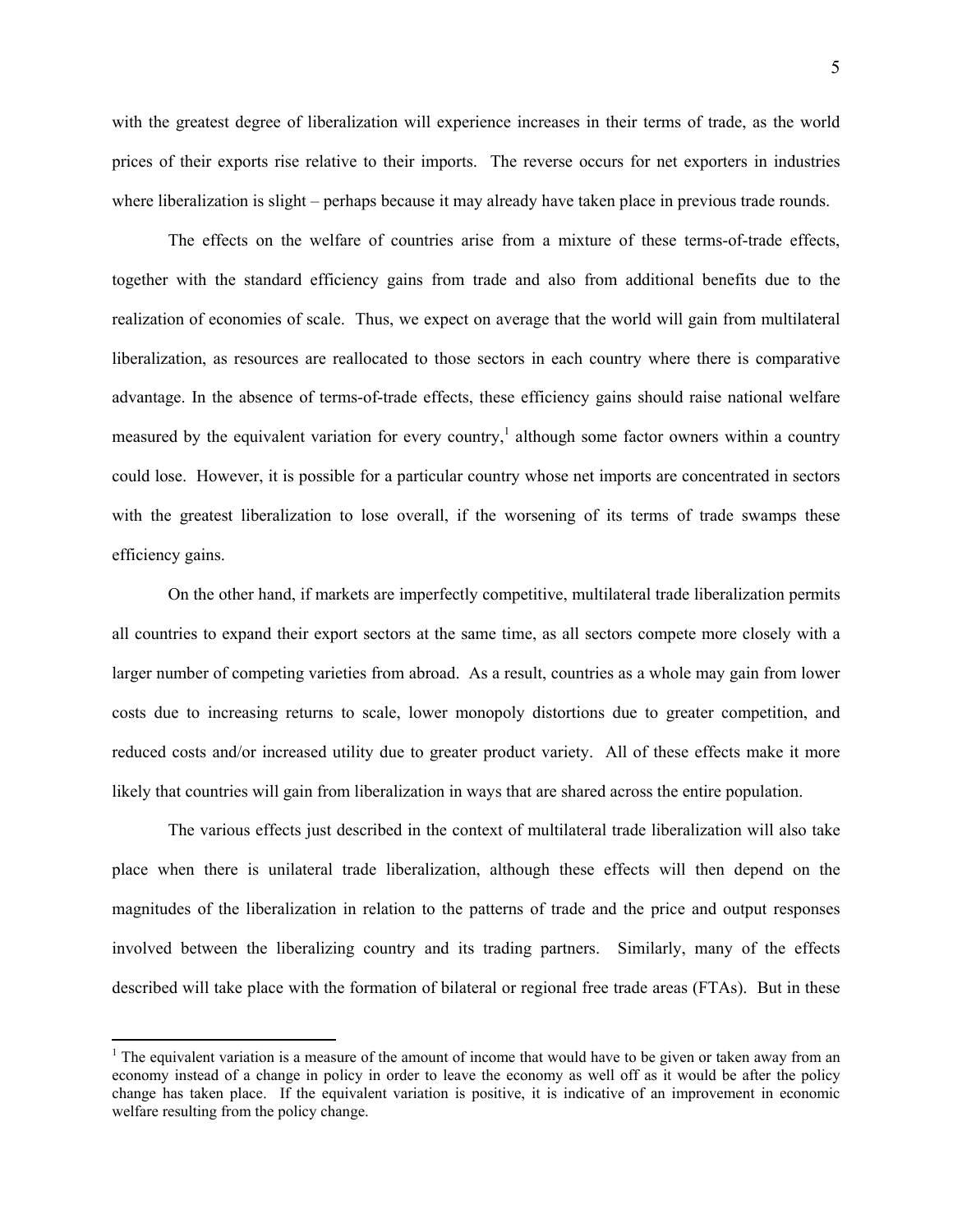with the greatest degree of liberalization will experience increases in their terms of trade, as the world prices of their exports rise relative to their imports. The reverse occurs for net exporters in industries where liberalization is slight – perhaps because it may already have taken place in previous trade rounds.

The effects on the welfare of countries arise from a mixture of these terms-of-trade effects, together with the standard efficiency gains from trade and also from additional benefits due to the realization of economies of scale. Thus, we expect on average that the world will gain from multilateral liberalization, as resources are reallocated to those sectors in each country where there is comparative advantage. In the absence of terms-of-trade effects, these efficiency gains should raise national welfare measured by the equivalent variation for every country,[1] although some factor owners within a country could lose. However, it is possible for a particular country whose net imports are concentrated in sectors with the greatest liberalization to lose overall, if the worsening of its terms of trade swamps these efficiency gains.

On the other hand, if markets are imperfectly competitive, multilateral trade liberalization permits all countries to expand their export sectors at the same time, as all sectors compete more closely with a larger number of competing varieties from abroad. As a result, countries as a whole may gain from lower costs due to increasing returns to scale, lower monopoly distortions due to greater competition, and reduced costs and/or increased utility due to greater product variety. All of these effects make it more likely that countries will gain from liberalization in ways that are shared across the entire population.

The various effects just described in the context of multilateral trade liberalization will also take place when there is unilateral trade liberalization, although these effects will then depend on the magnitudes of the liberalization in relation to the patterns of trade and the price and output responses involved between the liberalizing country and its trading partners. Similarly, many of the effects described will take place with the formation of bilateral or regional free trade areas (FTAs). But in these

---

[1] The equivalent variation is a measure of the amount of income that would have to be given or taken away from an economy instead of a change in policy in order to leave the economy as well off as it would be after the policy change has taken place. If the equivalent variation is positive, it is indicative of an improvement in economic welfare resulting from the policy change.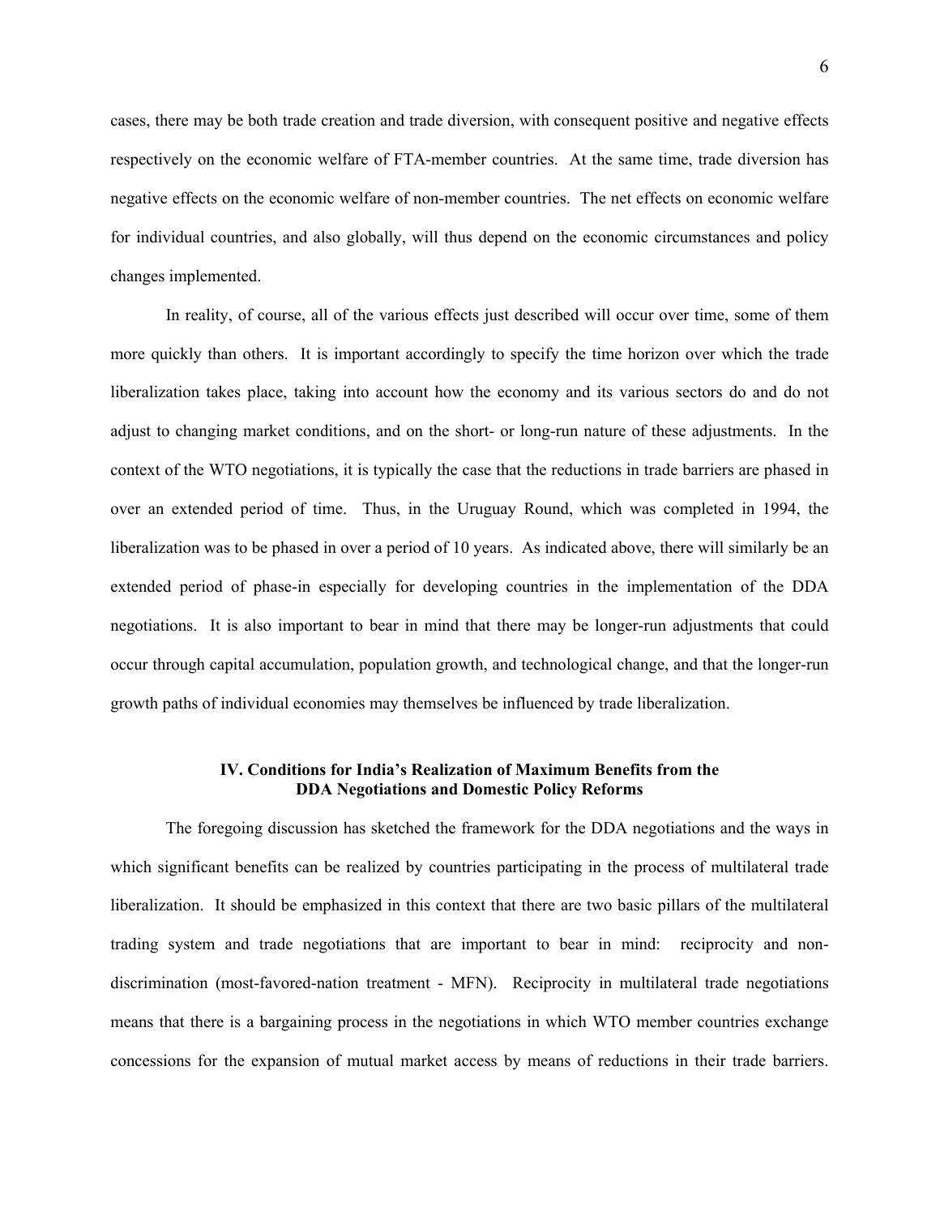cases, there may be both trade creation and trade diversion, with consequent positive and negative effects respectively on the economic welfare of FTA-member countries. At the same time, trade diversion has negative effects on the economic welfare of non-member countries. The net effects on economic welfare for individual countries, and also globally, will thus depend on the economic circumstances and policy changes implemented.

In reality, of course, all of the various effects just described will occur over time, some of them more quickly than others. It is important accordingly to specify the time horizon over which the trade liberalization takes place, taking into account how the economy and its various sectors do and do not adjust to changing market conditions, and on the short- or long-run nature of these adjustments. In the context of the WTO negotiations, it is typically the case that the reductions in trade barriers are phased in over an extended period of time. Thus, in the Uruguay Round, which was completed in 1994, the liberalization was to be phased in over a period of 10 years. As indicated above, there will similarly be an extended period of phase-in especially for developing countries in the implementation of the DDA negotiations. It is also important to bear in mind that there may be longer-run adjustments that could occur through capital accumulation, population growth, and technological change, and that the longer-run growth paths of individual economies may themselves be influenced by trade liberalization.

## IV. Conditions for India's Realization of Maximum Benefits from the DDA Negotiations and Domestic Policy Reforms

The foregoing discussion has sketched the framework for the DDA negotiations and the ways in which significant benefits can be realized by countries participating in the process of multilateral trade liberalization. It should be emphasized in this context that there are two basic pillars of the multilateral trading system and trade negotiations that are important to bear in mind: reciprocity and non-discrimination (most-favored-nation treatment - MFN). Reciprocity in multilateral trade negotiations means that there is a bargaining process in the negotiations in which WTO member countries exchange concessions for the expansion of mutual market access by means of reductions in their trade barriers.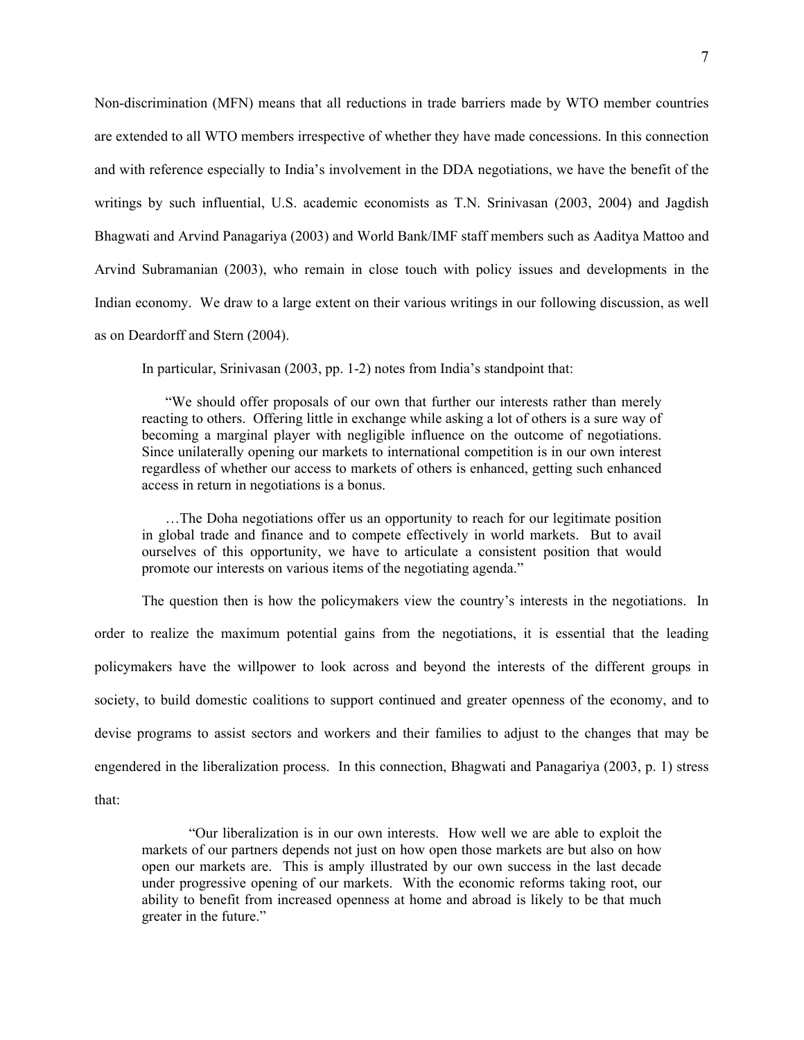Non-discrimination (MFN) means that all reductions in trade barriers made by WTO member countries are extended to all WTO members irrespective of whether they have made concessions. In this connection and with reference especially to India's involvement in the DDA negotiations, we have the benefit of the writings by such influential, U.S. academic economists as T.N. Srinivasan (2003, 2004) and Jagdish Bhagwati and Arvind Panagariya (2003) and World Bank/IMF staff members such as Aaditya Mattoo and Arvind Subramanian (2003), who remain in close touch with policy issues and developments in the Indian economy. We draw to a large extent on their various writings in our following discussion, as well as on Deardorff and Stern (2004).

In particular, Srinivasan (2003, pp. 1-2) notes from India's standpoint that:

> "We should offer proposals of our own that further our interests rather than merely reacting to others. Offering little in exchange while asking a lot of others is a sure way of becoming a marginal player with negligible influence on the outcome of negotiations. Since unilaterally opening our markets to international competition is in our own interest regardless of whether our access to markets of others is enhanced, getting such enhanced access in return in negotiations is a bonus.
>
> …The Doha negotiations offer us an opportunity to reach for our legitimate position in global trade and finance and to compete effectively in world markets. But to avail ourselves of this opportunity, we have to articulate a consistent position that would promote our interests on various items of the negotiating agenda."

The question then is how the policymakers view the country's interests in the negotiations. In order to realize the maximum potential gains from the negotiations, it is essential that the leading policymakers have the willpower to look across and beyond the interests of the different groups in society, to build domestic coalitions to support continued and greater openness of the economy, and to devise programs to assist sectors and workers and their families to adjust to the changes that may be engendered in the liberalization process. In this connection, Bhagwati and Panagariya (2003, p. 1) stress that:

> "Our liberalization is in our own interests. How well we are able to exploit the markets of our partners depends not just on how open those markets are but also on how open our markets are. This is amply illustrated by our own success in the last decade under progressive opening of our markets. With the economic reforms taking root, our ability to benefit from increased openness at home and abroad is likely to be that much greater in the future."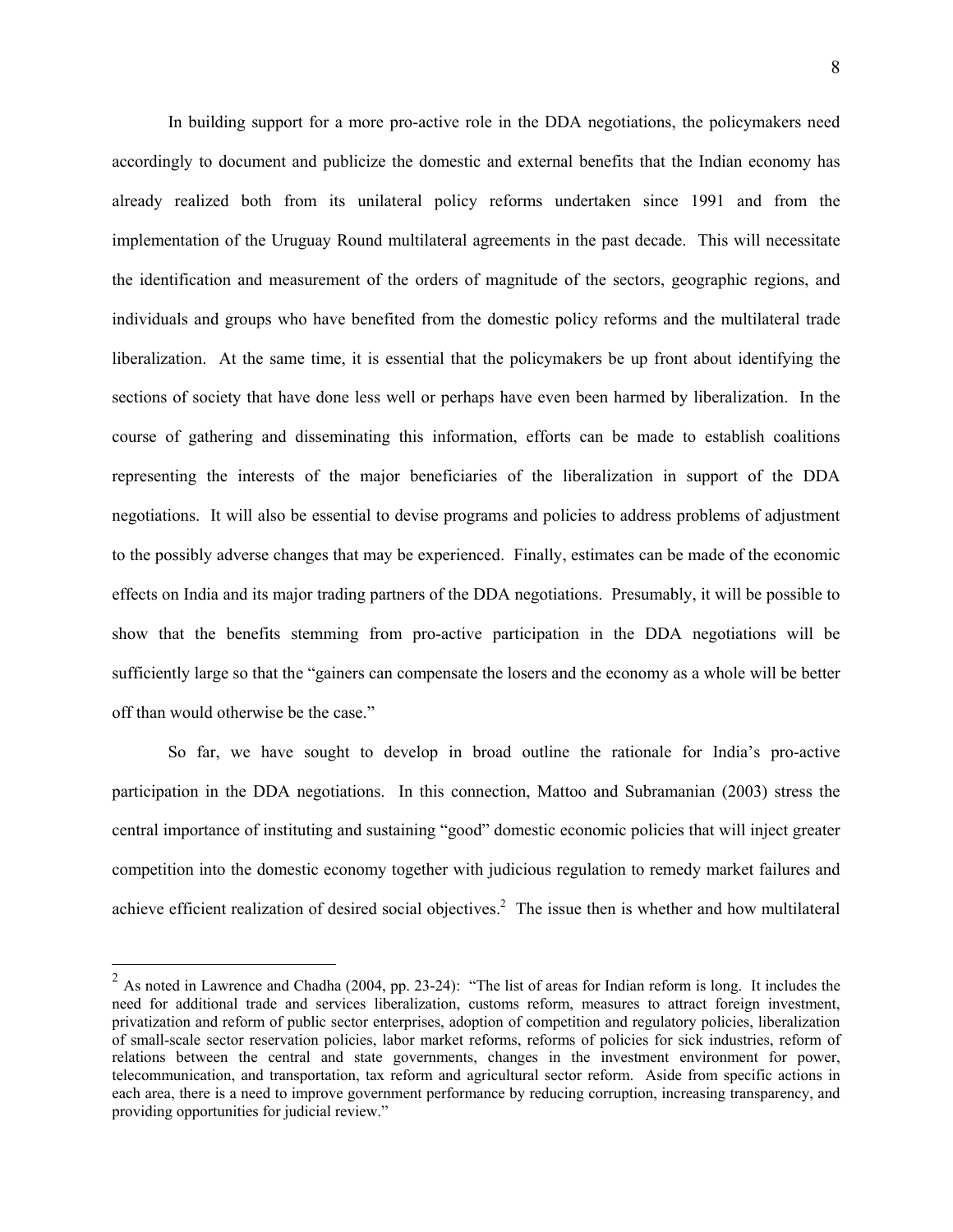In building support for a more pro-active role in the DDA negotiations, the policymakers need accordingly to document and publicize the domestic and external benefits that the Indian economy has already realized both from its unilateral policy reforms undertaken since 1991 and from the implementation of the Uruguay Round multilateral agreements in the past decade. This will necessitate the identification and measurement of the orders of magnitude of the sectors, geographic regions, and individuals and groups who have benefited from the domestic policy reforms and the multilateral trade liberalization. At the same time, it is essential that the policymakers be up front about identifying the sections of society that have done less well or perhaps have even been harmed by liberalization. In the course of gathering and disseminating this information, efforts can be made to establish coalitions representing the interests of the major beneficiaries of the liberalization in support of the DDA negotiations. It will also be essential to devise programs and policies to address problems of adjustment to the possibly adverse changes that may be experienced. Finally, estimates can be made of the economic effects on India and its major trading partners of the DDA negotiations. Presumably, it will be possible to show that the benefits stemming from pro-active participation in the DDA negotiations will be sufficiently large so that the "gainers can compensate the losers and the economy as a whole will be better off than would otherwise be the case."

So far, we have sought to develop in broad outline the rationale for India's pro-active participation in the DDA negotiations. In this connection, Mattoo and Subramanian (2003) stress the central importance of instituting and sustaining "good" domestic economic policies that will inject greater competition into the domestic economy together with judicious regulation to remedy market failures and achieve efficient realization of desired social objectives.[2] The issue then is whether and how multilateral

[2] As noted in Lawrence and Chadha (2004, pp. 23-24): "The list of areas for Indian reform is long. It includes the need for additional trade and services liberalization, customs reform, measures to attract foreign investment, privatization and reform of public sector enterprises, adoption of competition and regulatory policies, liberalization of small-scale sector reservation policies, labor market reforms, reforms of policies for sick industries, reform of relations between the central and state governments, changes in the investment environment for power, telecommunication, and transportation, tax reform and agricultural sector reform. Aside from specific actions in each area, there is a need to improve government performance by reducing corruption, increasing transparency, and providing opportunities for judicial review."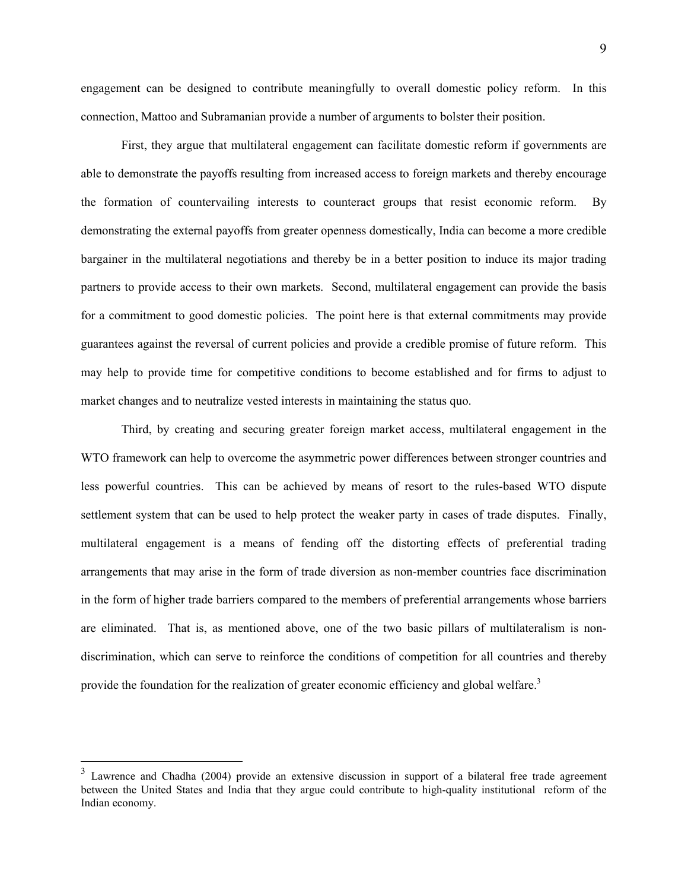engagement can be designed to contribute meaningfully to overall domestic policy reform. In this connection, Mattoo and Subramanian provide a number of arguments to bolster their position.

First, they argue that multilateral engagement can facilitate domestic reform if governments are able to demonstrate the payoffs resulting from increased access to foreign markets and thereby encourage the formation of countervailing interests to counteract groups that resist economic reform. By demonstrating the external payoffs from greater openness domestically, India can become a more credible bargainer in the multilateral negotiations and thereby be in a better position to induce its major trading partners to provide access to their own markets. Second, multilateral engagement can provide the basis for a commitment to good domestic policies. The point here is that external commitments may provide guarantees against the reversal of current policies and provide a credible promise of future reform. This may help to provide time for competitive conditions to become established and for firms to adjust to market changes and to neutralize vested interests in maintaining the status quo.

Third, by creating and securing greater foreign market access, multilateral engagement in the WTO framework can help to overcome the asymmetric power differences between stronger countries and less powerful countries. This can be achieved by means of resort to the rules-based WTO dispute settlement system that can be used to help protect the weaker party in cases of trade disputes. Finally, multilateral engagement is a means of fending off the distorting effects of preferential trading arrangements that may arise in the form of trade diversion as non-member countries face discrimination in the form of higher trade barriers compared to the members of preferential arrangements whose barriers are eliminated. That is, as mentioned above, one of the two basic pillars of multilateralism is non-discrimination, which can serve to reinforce the conditions of competition for all countries and thereby provide the foundation for the realization of greater economic efficiency and global welfare.[3]

---

[3] Lawrence and Chadha (2004) provide an extensive discussion in support of a bilateral free trade agreement between the United States and India that they argue could contribute to high-quality institutional reform of the Indian economy.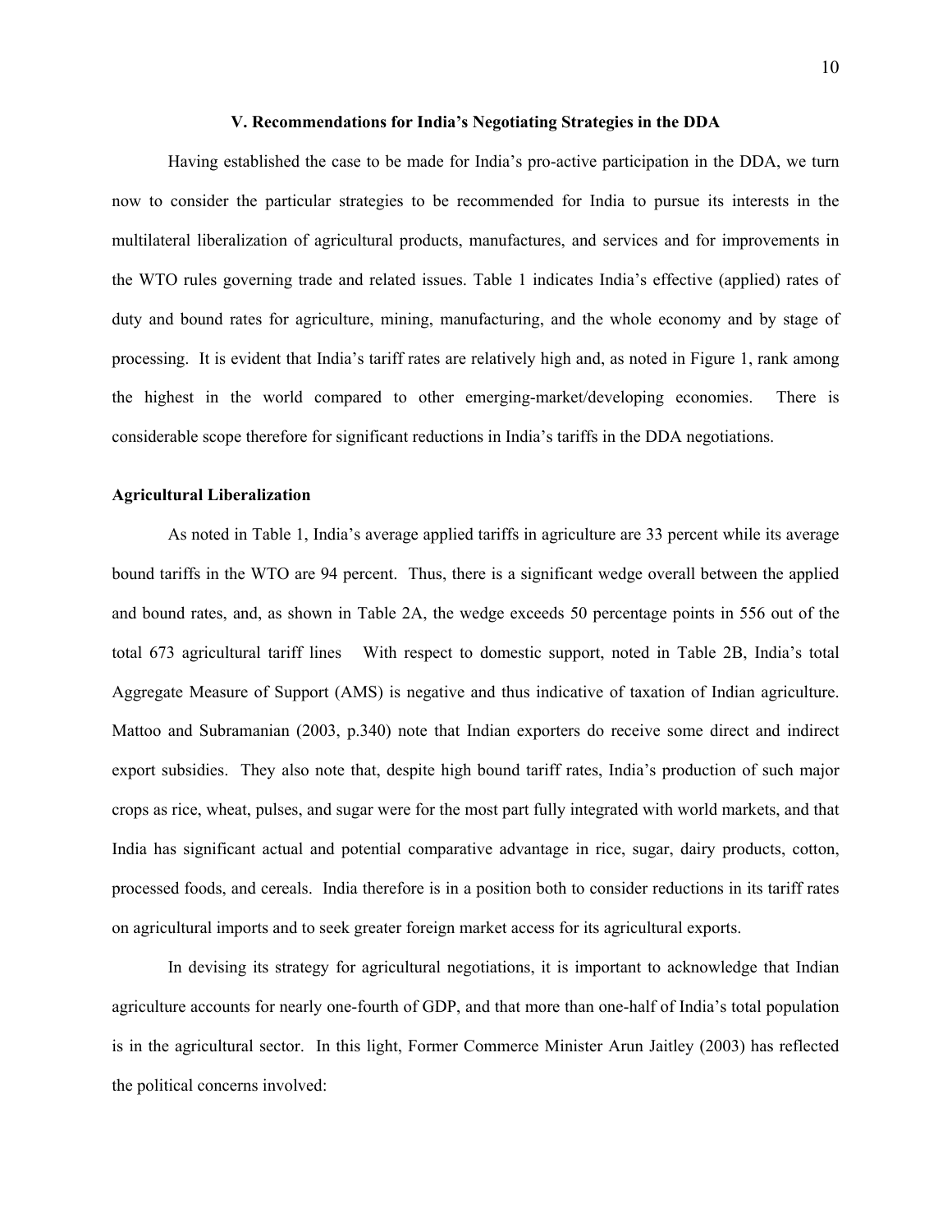### V. Recommendations for India's Negotiating Strategies in the DDA

Having established the case to be made for India's pro-active participation in the DDA, we turn now to consider the particular strategies to be recommended for India to pursue its interests in the multilateral liberalization of agricultural products, manufactures, and services and for improvements in the WTO rules governing trade and related issues. Table 1 indicates India's effective (applied) rates of duty and bound rates for agriculture, mining, manufacturing, and the whole economy and by stage of processing. It is evident that India's tariff rates are relatively high and, as noted in Figure 1, rank among the highest in the world compared to other emerging-market/developing economies. There is considerable scope therefore for significant reductions in India's tariffs in the DDA negotiations.

**Agricultural Liberalization**

As noted in Table 1, India's average applied tariffs in agriculture are 33 percent while its average bound tariffs in the WTO are 94 percent. Thus, there is a significant wedge overall between the applied and bound rates, and, as shown in Table 2A, the wedge exceeds 50 percentage points in 556 out of the total 673 agricultural tariff lines With respect to domestic support, noted in Table 2B, India's total Aggregate Measure of Support (AMS) is negative and thus indicative of taxation of Indian agriculture. Mattoo and Subramanian (2003, p.340) note that Indian exporters do receive some direct and indirect export subsidies. They also note that, despite high bound tariff rates, India's production of such major crops as rice, wheat, pulses, and sugar were for the most part fully integrated with world markets, and that India has significant actual and potential comparative advantage in rice, sugar, dairy products, cotton, processed foods, and cereals. India therefore is in a position both to consider reductions in its tariff rates on agricultural imports and to seek greater foreign market access for its agricultural exports.

In devising its strategy for agricultural negotiations, it is important to acknowledge that Indian agriculture accounts for nearly one-fourth of GDP, and that more than one-half of India's total population is in the agricultural sector. In this light, Former Commerce Minister Arun Jaitley (2003) has reflected the political concerns involved: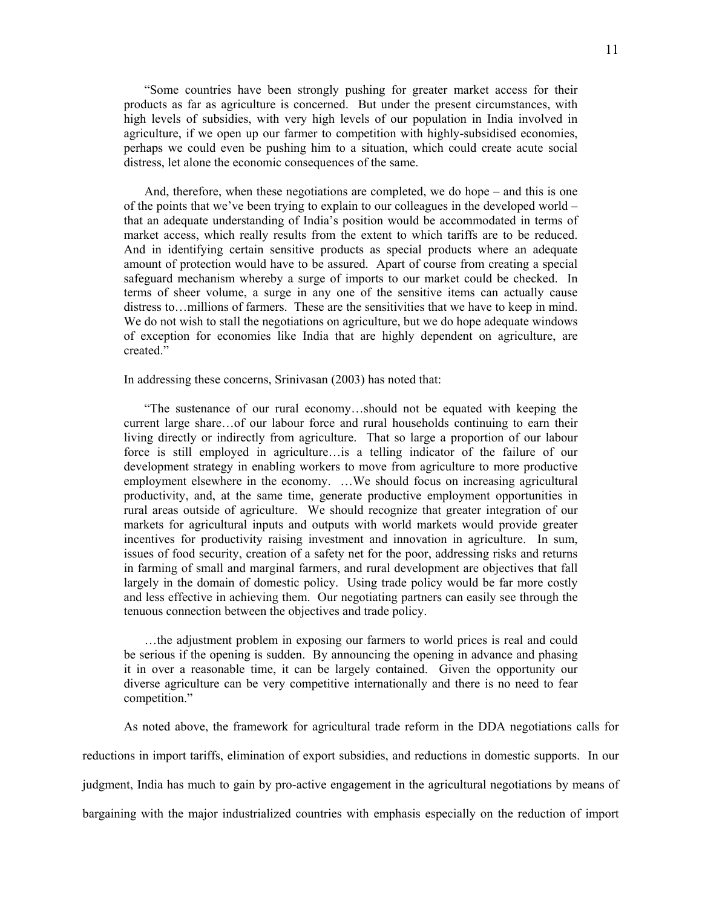> "Some countries have been strongly pushing for greater market access for their products as far as agriculture is concerned. But under the present circumstances, with high levels of subsidies, with very high levels of our population in India involved in agriculture, if we open up our farmer to competition with highly-subsidised economies, perhaps we could even be pushing him to a situation, which could create acute social distress, let alone the economic consequences of the same.
>
> And, therefore, when these negotiations are completed, we do hope – and this is one of the points that we've been trying to explain to our colleagues in the developed world – that an adequate understanding of India's position would be accommodated in terms of market access, which really results from the extent to which tariffs are to be reduced. And in identifying certain sensitive products as special products where an adequate amount of protection would have to be assured. Apart of course from creating a special safeguard mechanism whereby a surge of imports to our market could be checked. In terms of sheer volume, a surge in any one of the sensitive items can actually cause distress to…millions of farmers. These are the sensitivities that we have to keep in mind. We do not wish to stall the negotiations on agriculture, but we do hope adequate windows of exception for economies like India that are highly dependent on agriculture, are created."

In addressing these concerns, Srinivasan (2003) has noted that:

> "The sustenance of our rural economy…should not be equated with keeping the current large share…of our labour force and rural households continuing to earn their living directly or indirectly from agriculture. That so large a proportion of our labour force is still employed in agriculture…is a telling indicator of the failure of our development strategy in enabling workers to move from agriculture to more productive employment elsewhere in the economy. …We should focus on increasing agricultural productivity, and, at the same time, generate productive employment opportunities in rural areas outside of agriculture. We should recognize that greater integration of our markets for agricultural inputs and outputs with world markets would provide greater incentives for productivity raising investment and innovation in agriculture. In sum, issues of food security, creation of a safety net for the poor, addressing risks and returns in farming of small and marginal farmers, and rural development are objectives that fall largely in the domain of domestic policy. Using trade policy would be far more costly and less effective in achieving them. Our negotiating partners can easily see through the tenuous connection between the objectives and trade policy.
>
> …the adjustment problem in exposing our farmers to world prices is real and could be serious if the opening is sudden. By announcing the opening in advance and phasing it in over a reasonable time, it can be largely contained. Given the opportunity our diverse agriculture can be very competitive internationally and there is no need to fear competition."

As noted above, the framework for agricultural trade reform in the DDA negotiations calls for reductions in import tariffs, elimination of export subsidies, and reductions in domestic supports. In our judgment, India has much to gain by pro-active engagement in the agricultural negotiations by means of bargaining with the major industrialized countries with emphasis especially on the reduction of import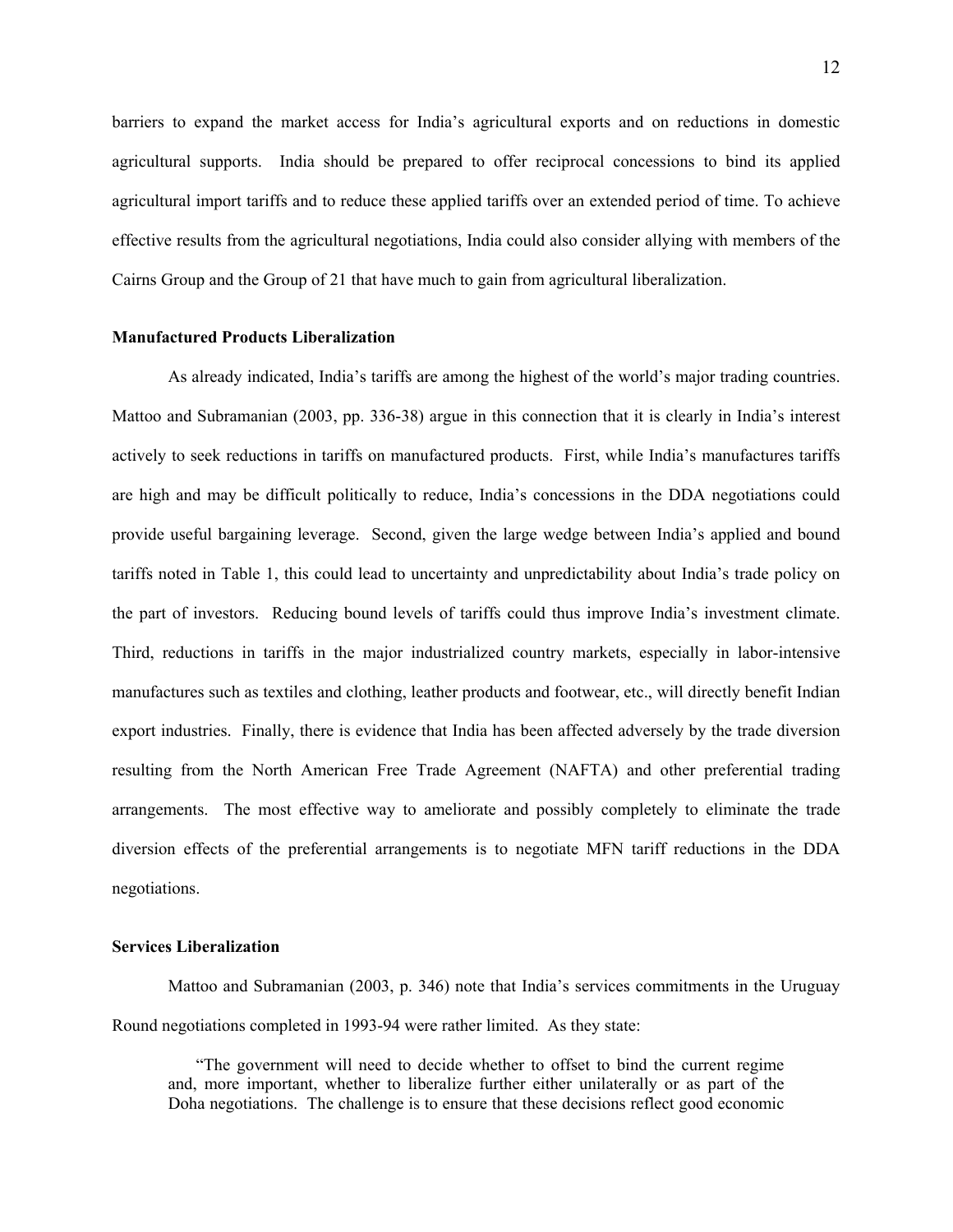barriers to expand the market access for India's agricultural exports and on reductions in domestic agricultural supports. India should be prepared to offer reciprocal concessions to bind its applied agricultural import tariffs and to reduce these applied tariffs over an extended period of time. To achieve effective results from the agricultural negotiations, India could also consider allying with members of the Cairns Group and the Group of 21 that have much to gain from agricultural liberalization.

**Manufactured Products Liberalization**

As already indicated, India's tariffs are among the highest of the world's major trading countries. Mattoo and Subramanian (2003, pp. 336-38) argue in this connection that it is clearly in India's interest actively to seek reductions in tariffs on manufactured products. First, while India's manufactures tariffs are high and may be difficult politically to reduce, India's concessions in the DDA negotiations could provide useful bargaining leverage. Second, given the large wedge between India's applied and bound tariffs noted in Table 1, this could lead to uncertainty and unpredictability about India's trade policy on the part of investors. Reducing bound levels of tariffs could thus improve India's investment climate. Third, reductions in tariffs in the major industrialized country markets, especially in labor-intensive manufactures such as textiles and clothing, leather products and footwear, etc., will directly benefit Indian export industries. Finally, there is evidence that India has been affected adversely by the trade diversion resulting from the North American Free Trade Agreement (NAFTA) and other preferential trading arrangements. The most effective way to ameliorate and possibly completely to eliminate the trade diversion effects of the preferential arrangements is to negotiate MFN tariff reductions in the DDA negotiations.

**Services Liberalization**

Mattoo and Subramanian (2003, p. 346) note that India's services commitments in the Uruguay Round negotiations completed in 1993-94 were rather limited. As they state:

> "The government will need to decide whether to offset to bind the current regime and, more important, whether to liberalize further either unilaterally or as part of the Doha negotiations. The challenge is to ensure that these decisions reflect good economic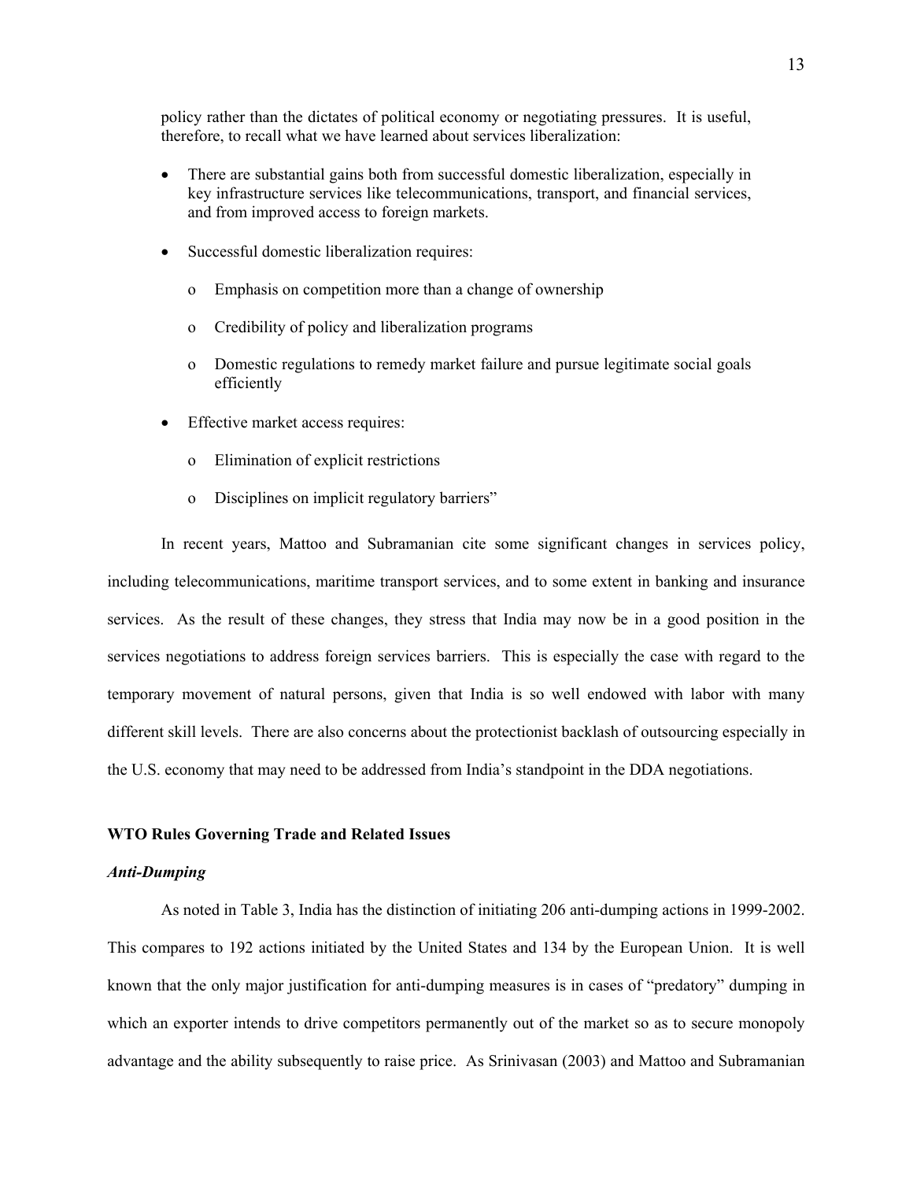policy rather than the dictates of political economy or negotiating pressures. It is useful, therefore, to recall what we have learned about services liberalization:

- There are substantial gains both from successful domestic liberalization, especially in key infrastructure services like telecommunications, transport, and financial services, and from improved access to foreign markets.
- Successful domestic liberalization requires:
  - Emphasis on competition more than a change of ownership
  - Credibility of policy and liberalization programs
  - Domestic regulations to remedy market failure and pursue legitimate social goals efficiently
- Effective market access requires:
  - Elimination of explicit restrictions
  - Disciplines on implicit regulatory barriers"

In recent years, Mattoo and Subramanian cite some significant changes in services policy, including telecommunications, maritime transport services, and to some extent in banking and insurance services. As the result of these changes, they stress that India may now be in a good position in the services negotiations to address foreign services barriers. This is especially the case with regard to the temporary movement of natural persons, given that India is so well endowed with labor with many different skill levels. There are also concerns about the protectionist backlash of outsourcing especially in the U.S. economy that may need to be addressed from India's standpoint in the DDA negotiations.

## WTO Rules Governing Trade and Related Issues

### *Anti-Dumping*

As noted in Table 3, India has the distinction of initiating 206 anti-dumping actions in 1999-2002. This compares to 192 actions initiated by the United States and 134 by the European Union. It is well known that the only major justification for anti-dumping measures is in cases of "predatory" dumping in which an exporter intends to drive competitors permanently out of the market so as to secure monopoly advantage and the ability subsequently to raise price. As Srinivasan (2003) and Mattoo and Subramanian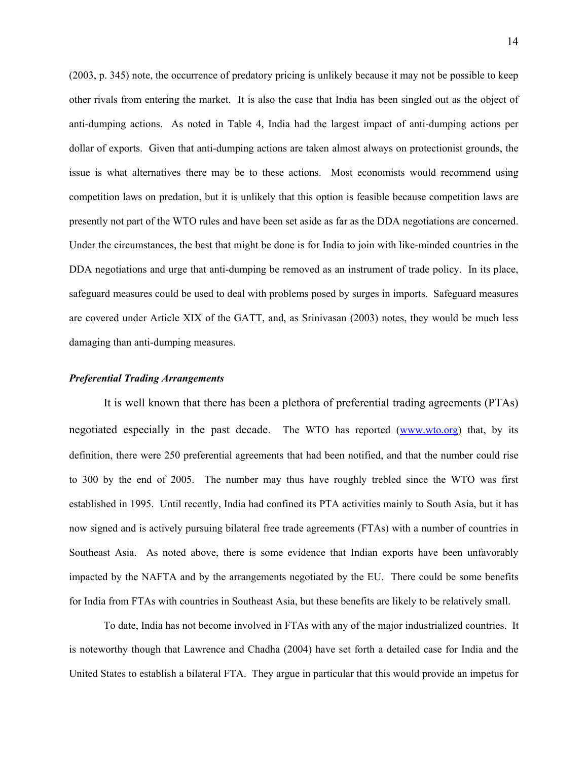(2003, p. 345) note, the occurrence of predatory pricing is unlikely because it may not be possible to keep other rivals from entering the market. It is also the case that India has been singled out as the object of anti-dumping actions. As noted in Table 4, India had the largest impact of anti-dumping actions per dollar of exports. Given that anti-dumping actions are taken almost always on protectionist grounds, the issue is what alternatives there may be to these actions. Most economists would recommend using competition laws on predation, but it is unlikely that this option is feasible because competition laws are presently not part of the WTO rules and have been set aside as far as the DDA negotiations are concerned. Under the circumstances, the best that might be done is for India to join with like-minded countries in the DDA negotiations and urge that anti-dumping be removed as an instrument of trade policy. In its place, safeguard measures could be used to deal with problems posed by surges in imports. Safeguard measures are covered under Article XIX of the GATT, and, as Srinivasan (2003) notes, they would be much less damaging than anti-dumping measures.

***Preferential Trading Arrangements***

It is well known that there has been a plethora of preferential trading agreements (PTAs) negotiated especially in the past decade. The WTO has reported (www.wto.org) that, by its definition, there were 250 preferential agreements that had been notified, and that the number could rise to 300 by the end of 2005. The number may thus have roughly trebled since the WTO was first established in 1995. Until recently, India had confined its PTA activities mainly to South Asia, but it has now signed and is actively pursuing bilateral free trade agreements (FTAs) with a number of countries in Southeast Asia. As noted above, there is some evidence that Indian exports have been unfavorably impacted by the NAFTA and by the arrangements negotiated by the EU. There could be some benefits for India from FTAs with countries in Southeast Asia, but these benefits are likely to be relatively small.

To date, India has not become involved in FTAs with any of the major industrialized countries. It is noteworthy though that Lawrence and Chadha (2004) have set forth a detailed case for India and the United States to establish a bilateral FTA. They argue in particular that this would provide an impetus for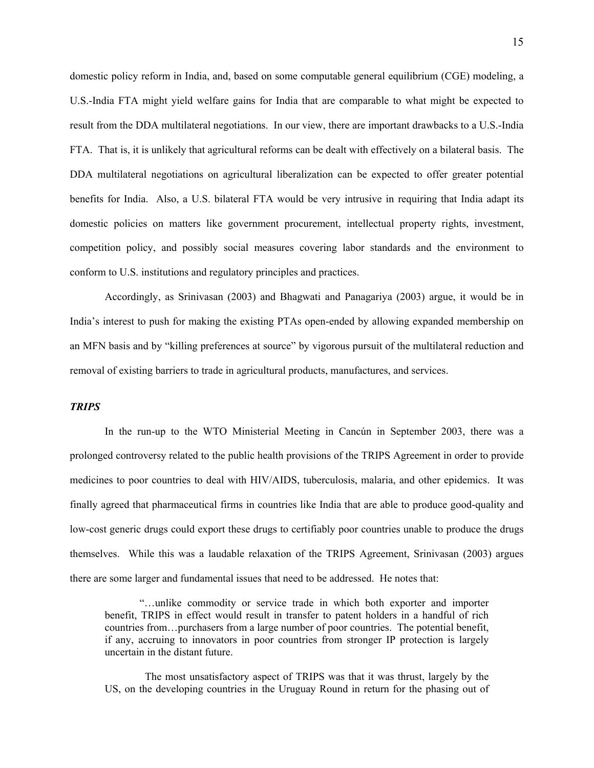domestic policy reform in India, and, based on some computable general equilibrium (CGE) modeling, a U.S.-India FTA might yield welfare gains for India that are comparable to what might be expected to result from the DDA multilateral negotiations. In our view, there are important drawbacks to a U.S.-India FTA. That is, it is unlikely that agricultural reforms can be dealt with effectively on a bilateral basis. The DDA multilateral negotiations on agricultural liberalization can be expected to offer greater potential benefits for India. Also, a U.S. bilateral FTA would be very intrusive in requiring that India adapt its domestic policies on matters like government procurement, intellectual property rights, investment, competition policy, and possibly social measures covering labor standards and the environment to conform to U.S. institutions and regulatory principles and practices.

Accordingly, as Srinivasan (2003) and Bhagwati and Panagariya (2003) argue, it would be in India's interest to push for making the existing PTAs open-ended by allowing expanded membership on an MFN basis and by "killing preferences at source" by vigorous pursuit of the multilateral reduction and removal of existing barriers to trade in agricultural products, manufactures, and services.

### *TRIPS*

In the run-up to the WTO Ministerial Meeting in Cancún in September 2003, there was a prolonged controversy related to the public health provisions of the TRIPS Agreement in order to provide medicines to poor countries to deal with HIV/AIDS, tuberculosis, malaria, and other epidemics. It was finally agreed that pharmaceutical firms in countries like India that are able to produce good-quality and low-cost generic drugs could export these drugs to certifiably poor countries unable to produce the drugs themselves. While this was a laudable relaxation of the TRIPS Agreement, Srinivasan (2003) argues there are some larger and fundamental issues that need to be addressed. He notes that:

> "…unlike commodity or service trade in which both exporter and importer benefit, TRIPS in effect would result in transfer to patent holders in a handful of rich countries from…purchasers from a large number of poor countries. The potential benefit, if any, accruing to innovators in poor countries from stronger IP protection is largely uncertain in the distant future.
>
> The most unsatisfactory aspect of TRIPS was that it was thrust, largely by the US, on the developing countries in the Uruguay Round in return for the phasing out of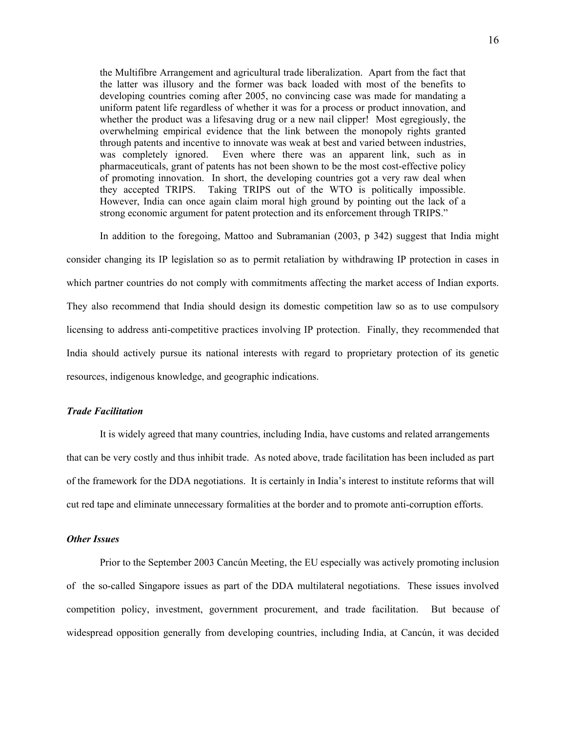> the Multifibre Arrangement and agricultural trade liberalization. Apart from the fact that the latter was illusory and the former was back loaded with most of the benefits to developing countries coming after 2005, no convincing case was made for mandating a uniform patent life regardless of whether it was for a process or product innovation, and whether the product was a lifesaving drug or a new nail clipper! Most egregiously, the overwhelming empirical evidence that the link between the monopoly rights granted through patents and incentive to innovate was weak at best and varied between industries, was completely ignored. Even where there was an apparent link, such as in pharmaceuticals, grant of patents has not been shown to be the most cost-effective policy of promoting innovation. In short, the developing countries got a very raw deal when they accepted TRIPS. Taking TRIPS out of the WTO is politically impossible. However, India can once again claim moral high ground by pointing out the lack of a strong economic argument for patent protection and its enforcement through TRIPS."

In addition to the foregoing, Mattoo and Subramanian (2003, p 342) suggest that India might consider changing its IP legislation so as to permit retaliation by withdrawing IP protection in cases in which partner countries do not comply with commitments affecting the market access of Indian exports. They also recommend that India should design its domestic competition law so as to use compulsory licensing to address anti-competitive practices involving IP protection. Finally, they recommended that India should actively pursue its national interests with regard to proprietary protection of its genetic resources, indigenous knowledge, and geographic indications.

***Trade Facilitation***

It is widely agreed that many countries, including India, have customs and related arrangements that can be very costly and thus inhibit trade. As noted above, trade facilitation has been included as part of the framework for the DDA negotiations. It is certainly in India's interest to institute reforms that will cut red tape and eliminate unnecessary formalities at the border and to promote anti-corruption efforts.

***Other Issues***

Prior to the September 2003 Cancún Meeting, the EU especially was actively promoting inclusion of the so-called Singapore issues as part of the DDA multilateral negotiations. These issues involved competition policy, investment, government procurement, and trade facilitation. But because of widespread opposition generally from developing countries, including India, at Cancún, it was decided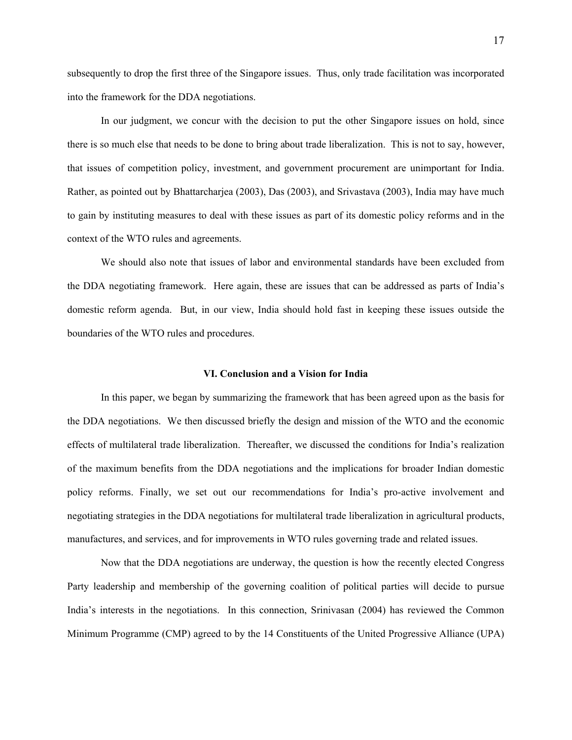subsequently to drop the first three of the Singapore issues. Thus, only trade facilitation was incorporated into the framework for the DDA negotiations.

In our judgment, we concur with the decision to put the other Singapore issues on hold, since there is so much else that needs to be done to bring about trade liberalization. This is not to say, however, that issues of competition policy, investment, and government procurement are unimportant for India. Rather, as pointed out by Bhattarcharjea (2003), Das (2003), and Srivastava (2003), India may have much to gain by instituting measures to deal with these issues as part of its domestic policy reforms and in the context of the WTO rules and agreements.

We should also note that issues of labor and environmental standards have been excluded from the DDA negotiating framework. Here again, these are issues that can be addressed as parts of India's domestic reform agenda. But, in our view, India should hold fast in keeping these issues outside the boundaries of the WTO rules and procedures.

## VI. Conclusion and a Vision for India

In this paper, we began by summarizing the framework that has been agreed upon as the basis for the DDA negotiations. We then discussed briefly the design and mission of the WTO and the economic effects of multilateral trade liberalization. Thereafter, we discussed the conditions for India's realization of the maximum benefits from the DDA negotiations and the implications for broader Indian domestic policy reforms. Finally, we set out our recommendations for India's pro-active involvement and negotiating strategies in the DDA negotiations for multilateral trade liberalization in agricultural products, manufactures, and services, and for improvements in WTO rules governing trade and related issues.

Now that the DDA negotiations are underway, the question is how the recently elected Congress Party leadership and membership of the governing coalition of political parties will decide to pursue India's interests in the negotiations. In this connection, Srinivasan (2004) has reviewed the Common Minimum Programme (CMP) agreed to by the 14 Constituents of the United Progressive Alliance (UPA)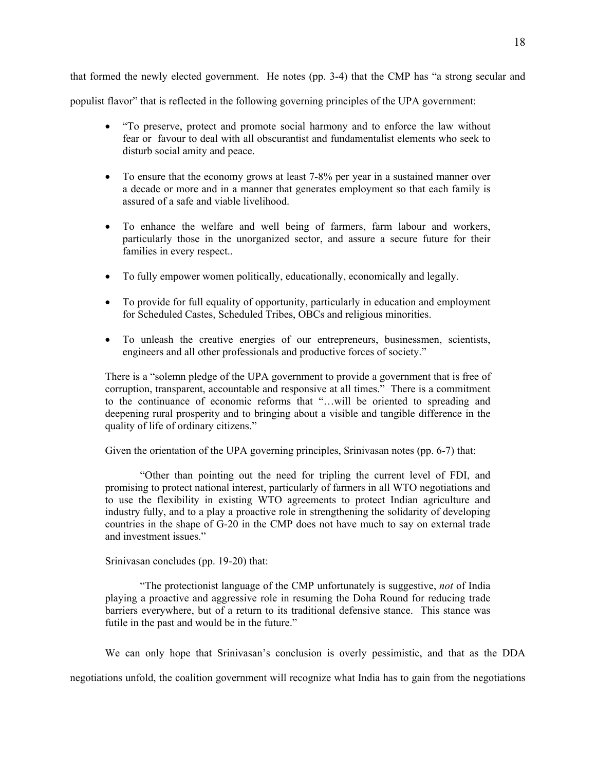that formed the newly elected government. He notes (pp. 3-4) that the CMP has "a strong secular and populist flavor" that is reflected in the following governing principles of the UPA government:

- "To preserve, protect and promote social harmony and to enforce the law without fear or favour to deal with all obscurantist and fundamentalist elements who seek to disturb social amity and peace.
- To ensure that the economy grows at least 7-8% per year in a sustained manner over a decade or more and in a manner that generates employment so that each family is assured of a safe and viable livelihood.
- To enhance the welfare and well being of farmers, farm labour and workers, particularly those in the unorganized sector, and assure a secure future for their families in every respect..
- To fully empower women politically, educationally, economically and legally.
- To provide for full equality of opportunity, particularly in education and employment for Scheduled Castes, Scheduled Tribes, OBCs and religious minorities.
- To unleash the creative energies of our entrepreneurs, businessmen, scientists, engineers and all other professionals and productive forces of society."

> There is a "solemn pledge of the UPA government to provide a government that is free of corruption, transparent, accountable and responsive at all times." There is a commitment to the continuance of economic reforms that "…will be oriented to spreading and deepening rural prosperity and to bringing about a visible and tangible difference in the quality of life of ordinary citizens."
>
> Given the orientation of the UPA governing principles, Srinivasan notes (pp. 6-7) that:
>
> "Other than pointing out the need for tripling the current level of FDI, and promising to protect national interest, particularly of farmers in all WTO negotiations and to use the flexibility in existing WTO agreements to protect Indian agriculture and industry fully, and to a play a proactive role in strengthening the solidarity of developing countries in the shape of G-20 in the CMP does not have much to say on external trade and investment issues."
>
> Srinivasan concludes (pp. 19-20) that:
>
> "The protectionist language of the CMP unfortunately is suggestive, *not* of India playing a proactive and aggressive role in resuming the Doha Round for reducing trade barriers everywhere, but of a return to its traditional defensive stance. This stance was futile in the past and would be in the future."

We can only hope that Srinivasan's conclusion is overly pessimistic, and that as the DDA negotiations unfold, the coalition government will recognize what India has to gain from the negotiations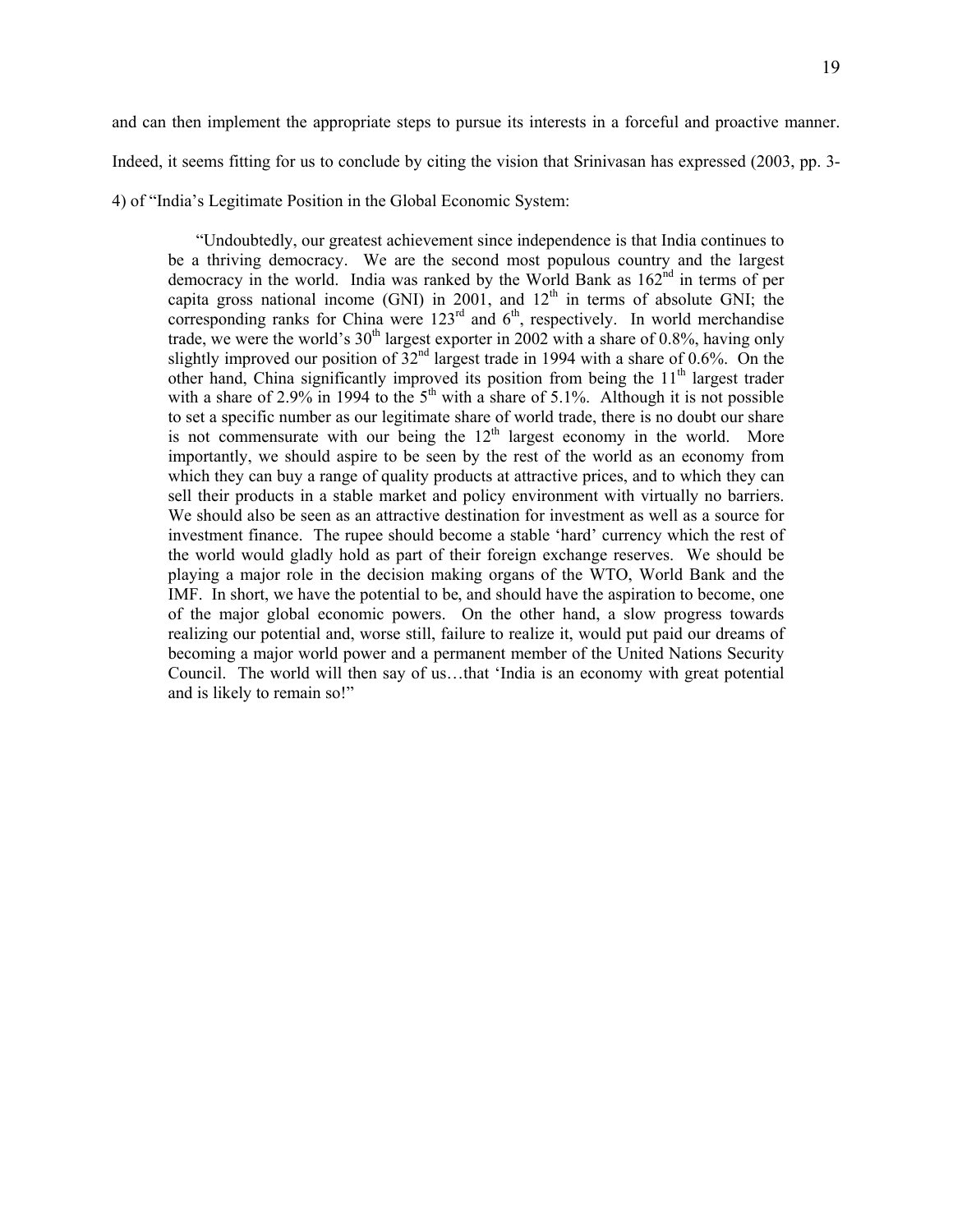and can then implement the appropriate steps to pursue its interests in a forceful and proactive manner. Indeed, it seems fitting for us to conclude by citing the vision that Srinivasan has expressed (2003, pp. 3-4) of "India's Legitimate Position in the Global Economic System:

> "Undoubtedly, our greatest achievement since independence is that India continues to be a thriving democracy. We are the second most populous country and the largest democracy in the world. India was ranked by the World Bank as 162nd in terms of per capita gross national income (GNI) in 2001, and 12th in terms of absolute GNI; the corresponding ranks for China were 123rd and 6th, respectively. In world merchandise trade, we were the world's 30th largest exporter in 2002 with a share of 0.8%, having only slightly improved our position of 32nd largest trade in 1994 with a share of 0.6%. On the other hand, China significantly improved its position from being the 11th largest trader with a share of 2.9% in 1994 to the 5th with a share of 5.1%. Although it is not possible to set a specific number as our legitimate share of world trade, there is no doubt our share is not commensurate with our being the 12th largest economy in the world. More importantly, we should aspire to be seen by the rest of the world as an economy from which they can buy a range of quality products at attractive prices, and to which they can sell their products in a stable market and policy environment with virtually no barriers. We should also be seen as an attractive destination for investment as well as a source for investment finance. The rupee should become a stable 'hard' currency which the rest of the world would gladly hold as part of their foreign exchange reserves. We should be playing a major role in the decision making organs of the WTO, World Bank and the IMF. In short, we have the potential to be, and should have the aspiration to become, one of the major global economic powers. On the other hand, a slow progress towards realizing our potential and, worse still, failure to realize it, would put paid our dreams of becoming a major world power and a permanent member of the United Nations Security Council. The world will then say of us…that 'India is an economy with great potential and is likely to remain so!"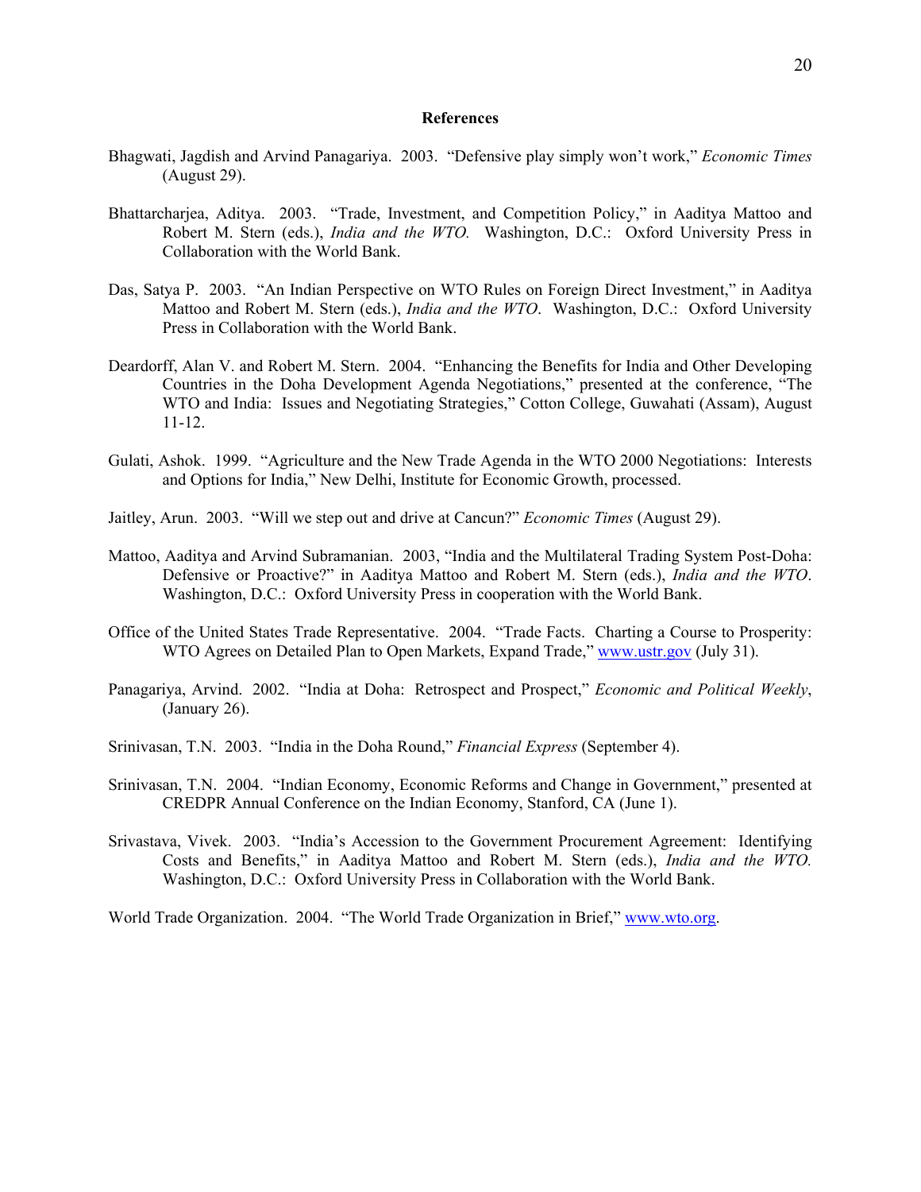## References

Bhagwati, Jagdish and Arvind Panagariya. 2003. "Defensive play simply won't work," *Economic Times* (August 29).

Bhattarcharjea, Aditya. 2003. "Trade, Investment, and Competition Policy," in Aaditya Mattoo and Robert M. Stern (eds.), *India and the WTO.* Washington, D.C.: Oxford University Press in Collaboration with the World Bank.

Das, Satya P. 2003. "An Indian Perspective on WTO Rules on Foreign Direct Investment," in Aaditya Mattoo and Robert M. Stern (eds.), *India and the WTO*. Washington, D.C.: Oxford University Press in Collaboration with the World Bank.

Deardorff, Alan V. and Robert M. Stern. 2004. "Enhancing the Benefits for India and Other Developing Countries in the Doha Development Agenda Negotiations," presented at the conference, "The WTO and India: Issues and Negotiating Strategies," Cotton College, Guwahati (Assam), August 11-12.

Gulati, Ashok. 1999. "Agriculture and the New Trade Agenda in the WTO 2000 Negotiations: Interests and Options for India," New Delhi, Institute for Economic Growth, processed.

Jaitley, Arun. 2003. "Will we step out and drive at Cancun?" *Economic Times* (August 29).

Mattoo, Aaditya and Arvind Subramanian. 2003, "India and the Multilateral Trading System Post-Doha: Defensive or Proactive?" in Aaditya Mattoo and Robert M. Stern (eds.), *India and the WTO*. Washington, D.C.: Oxford University Press in cooperation with the World Bank.

Office of the United States Trade Representative. 2004. "Trade Facts. Charting a Course to Prosperity: WTO Agrees on Detailed Plan to Open Markets, Expand Trade," www.ustr.gov (July 31).

Panagariya, Arvind. 2002. "India at Doha: Retrospect and Prospect," *Economic and Political Weekly*, (January 26).

Srinivasan, T.N. 2003. "India in the Doha Round," *Financial Express* (September 4).

Srinivasan, T.N. 2004. "Indian Economy, Economic Reforms and Change in Government," presented at CREDPR Annual Conference on the Indian Economy, Stanford, CA (June 1).

Srivastava, Vivek. 2003. "India's Accession to the Government Procurement Agreement: Identifying Costs and Benefits," in Aaditya Mattoo and Robert M. Stern (eds.), *India and the WTO.* Washington, D.C.: Oxford University Press in Collaboration with the World Bank.

World Trade Organization. 2004. "The World Trade Organization in Brief," www.wto.org.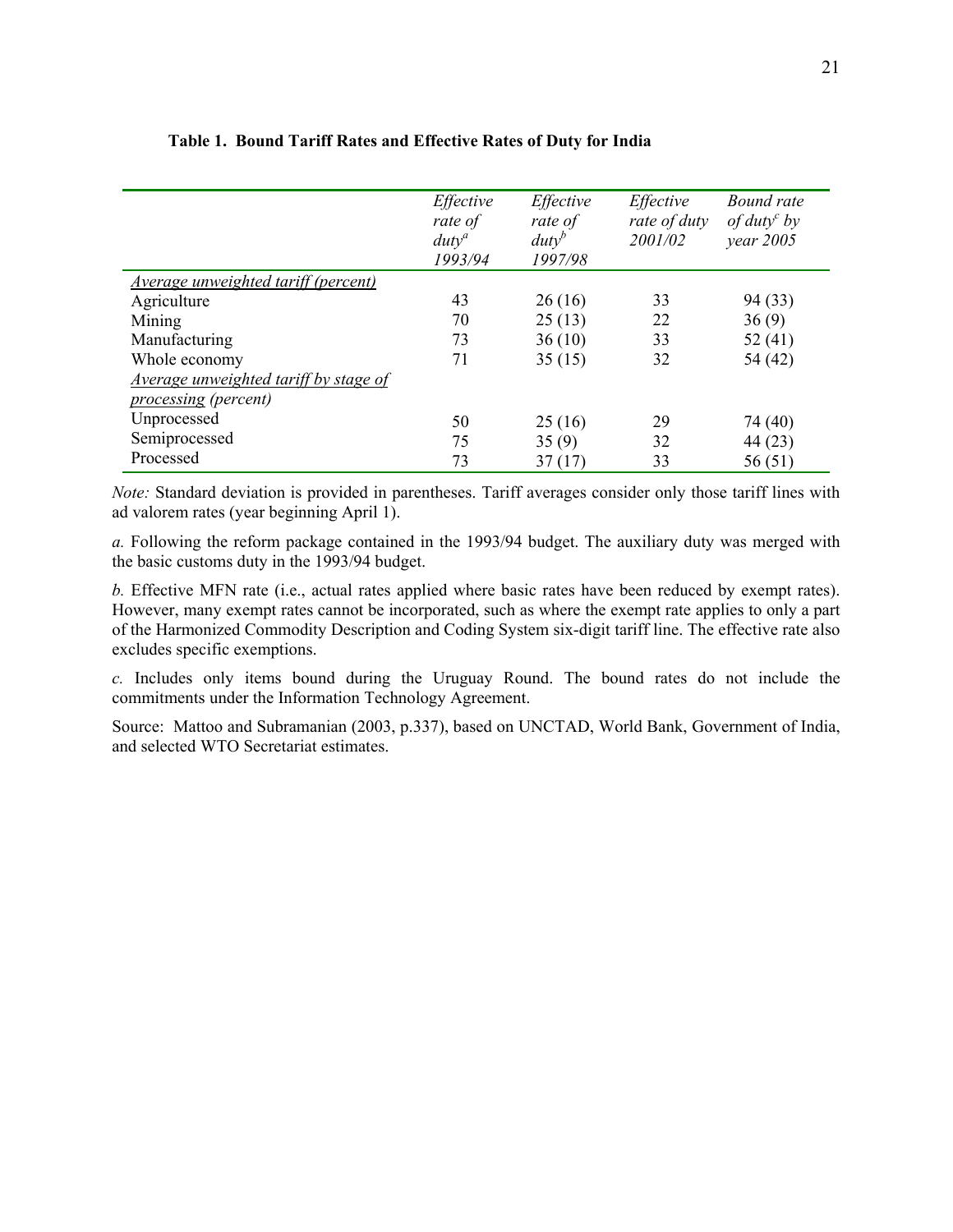**Table 1. Bound Tariff Rates and Effective Rates of Duty for India**

| | *Effective rate of duty*[a] *1993/94* | *Effective rate of duty*[b] *1997/98* | *Effective rate of duty 2001/02* | *Bound rate of duty*[c] *by year 2005* |
|---|---|---|---|---|
| Average unweighted tariff (percent) | | | | |
| Agriculture | 43 | 26 (16) | 33 | 94 (33) |
| Mining | 70 | 25 (13) | 22 | 36 (9) |
| Manufacturing | 73 | 36 (10) | 33 | 52 (41) |
| Whole economy | 71 | 35 (15) | 32 | 54 (42) |
| Average unweighted tariff by stage of processing *(percent)* | | | | |
| Unprocessed | 50 | 25 (16) | 29 | 74 (40) |
| Semiprocessed | 75 | 35 (9) | 32 | 44 (23) |
| Processed | 73 | 37 (17) | 33 | 56 (51) |

*Note:* Standard deviation is provided in parentheses. Tariff averages consider only those tariff lines with ad valorem rates (year beginning April 1).

*a.* Following the reform package contained in the 1993/94 budget. The auxiliary duty was merged with the basic customs duty in the 1993/94 budget.

*b.* Effective MFN rate (i.e., actual rates applied where basic rates have been reduced by exempt rates). However, many exempt rates cannot be incorporated, such as where the exempt rate applies to only a part of the Harmonized Commodity Description and Coding System six-digit tariff line. The effective rate also excludes specific exemptions.

*c.* Includes only items bound during the Uruguay Round. The bound rates do not include the commitments under the Information Technology Agreement.

Source: Mattoo and Subramanian (2003, p.337), based on UNCTAD, World Bank, Government of India, and selected WTO Secretariat estimates.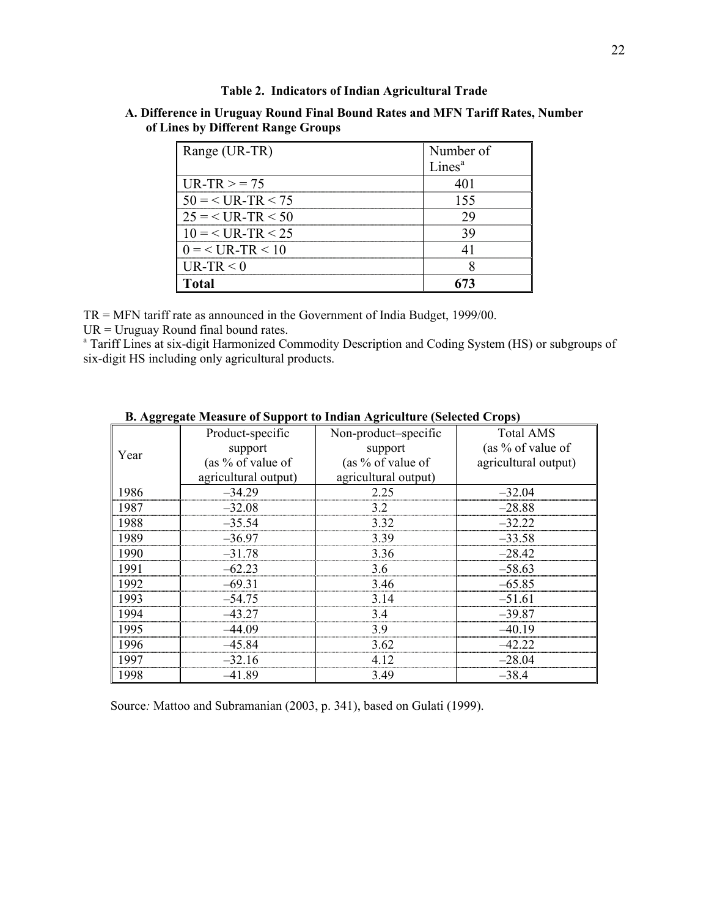**Table 2. Indicators of Indian Agricultural Trade**

**A. Difference in Uruguay Round Final Bound Rates and MFN Tariff Rates, Number of Lines by Different Range Groups**

| Range (UR-TR) | Number of Lines[a] |
|---|---|
| UR-TR > = 75 | 401 |
| 50 = < UR-TR < 75 | 155 |
| 25 = < UR-TR < 50 | 29 |
| 10 = < UR-TR < 25 | 39 |
| 0 = < UR-TR < 10 | 41 |
| UR-TR < 0 | 8 |
| **Total** | **673** |

TR = MFN tariff rate as announced in the Government of India Budget, 1999/00.
UR = Uruguay Round final bound rates.
[a] Tariff Lines at six-digit Harmonized Commodity Description and Coding System (HS) or subgroups of six-digit HS including only agricultural products.

**B. Aggregate Measure of Support to Indian Agriculture (Selected Crops)**

| Year | Product-specific support (as % of value of agricultural output) | Non-product–specific support (as % of value of agricultural output) | Total AMS (as % of value of agricultural output) |
|---|---|---|---|
| 1986 | –34.29 | 2.25 | –32.04 |
| 1987 | –32.08 | 3.2 | –28.88 |
| 1988 | –35.54 | 3.32 | –32.22 |
| 1989 | –36.97 | 3.39 | –33.58 |
| 1990 | –31.78 | 3.36 | –28.42 |
| 1991 | –62.23 | 3.6 | –58.63 |
| 1992 | –69.31 | 3.46 | –65.85 |
| 1993 | –54.75 | 3.14 | –51.61 |
| 1994 | –43.27 | 3.4 | –39.87 |
| 1995 | –44.09 | 3.9 | –40.19 |
| 1996 | –45.84 | 3.62 | –42.22 |
| 1997 | –32.16 | 4.12 | –28.04 |
| 1998 | –41.89 | 3.49 | –38.4 |

Source*:* Mattoo and Subramanian (2003, p. 341), based on Gulati (1999).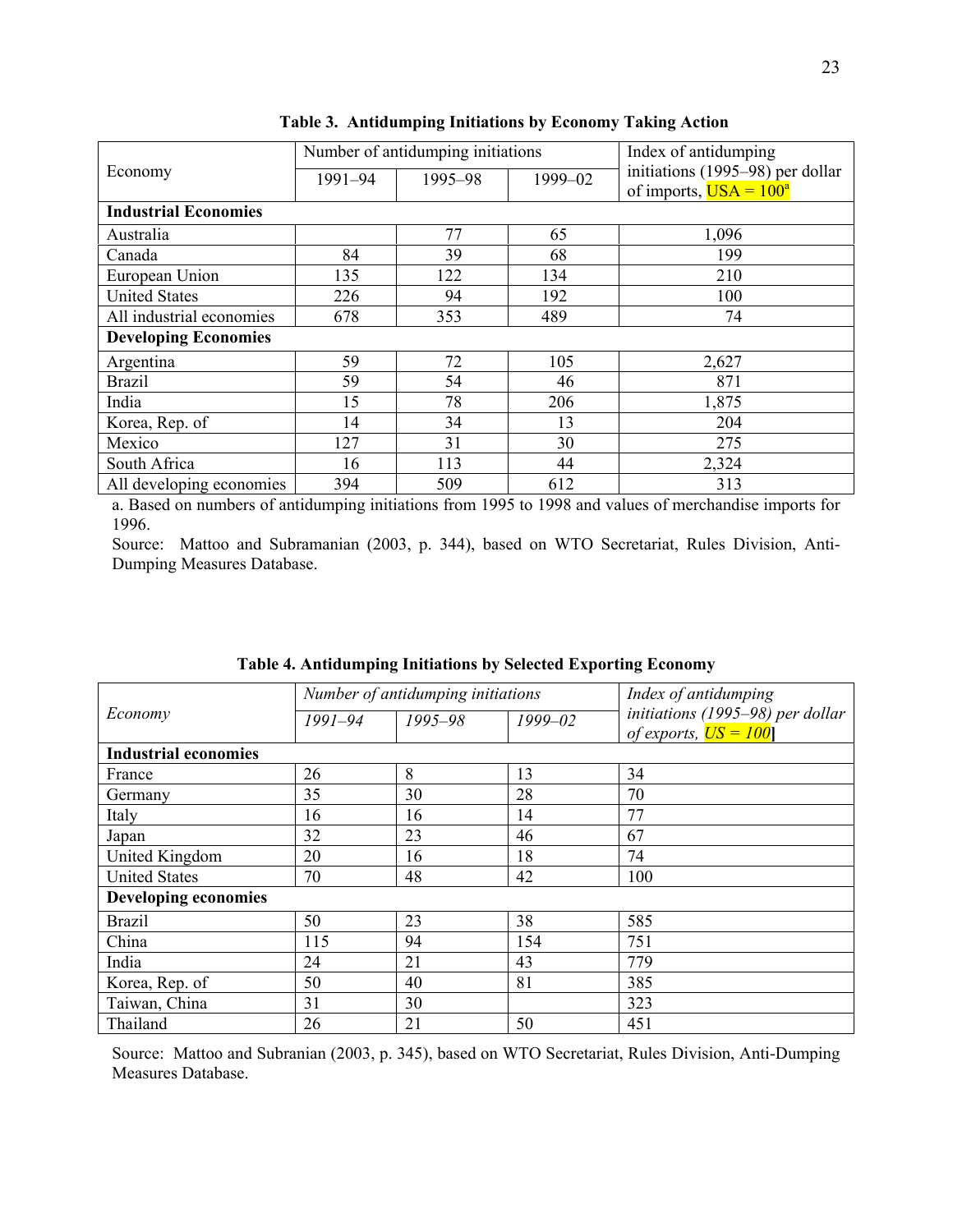**Table 3. Antidumping Initiations by Economy Taking Action**

| Economy | Number of antidumping initiations | | | Index of antidumping initiations (1995–98) per dollar of imports, USA = 100[a] |
|---|---|---|---|---|
| | 1991–94 | 1995–98 | 1999–02 | |
| **Industrial Economies** | | | | |
| Australia | | 77 | 65 | 1,096 |
| Canada | 84 | 39 | 68 | 199 |
| European Union | 135 | 122 | 134 | 210 |
| United States | 226 | 94 | 192 | 100 |
| All industrial economies | 678 | 353 | 489 | 74 |
| **Developing Economies** | | | | |
| Argentina | 59 | 72 | 105 | 2,627 |
| Brazil | 59 | 54 | 46 | 871 |
| India | 15 | 78 | 206 | 1,875 |
| Korea, Rep. of | 14 | 34 | 13 | 204 |
| Mexico | 127 | 31 | 30 | 275 |
| South Africa | 16 | 113 | 44 | 2,324 |
| All developing economies | 394 | 509 | 612 | 313 |

a. Based on numbers of antidumping initiations from 1995 to 1998 and values of merchandise imports for 1996.

Source: Mattoo and Subramanian (2003, p. 344), based on WTO Secretariat, Rules Division, Anti-Dumping Measures Database.

**Table 4. Antidumping Initiations by Selected Exporting Economy**

| *Economy* | *Number of antidumping initiations* | | | *Index of antidumping initiations (1995–98) per dollar of exports, US = 100*] |
|---|---|---|---|---|
| | *1991–94* | *1995–98* | *1999–02* | |
| **Industrial economies** | | | | |
| France | 26 | 8 | 13 | 34 |
| Germany | 35 | 30 | 28 | 70 |
| Italy | 16 | 16 | 14 | 77 |
| Japan | 32 | 23 | 46 | 67 |
| United Kingdom | 20 | 16 | 18 | 74 |
| United States | 70 | 48 | 42 | 100 |
| **Developing economies** | | | | |
| Brazil | 50 | 23 | 38 | 585 |
| China | 115 | 94 | 154 | 751 |
| India | 24 | 21 | 43 | 779 |
| Korea, Rep. of | 50 | 40 | 81 | 385 |
| Taiwan, China | 31 | 30 | | 323 |
| Thailand | 26 | 21 | 50 | 451 |

Source: Mattoo and Subranian (2003, p. 345), based on WTO Secretariat, Rules Division, Anti-Dumping Measures Database.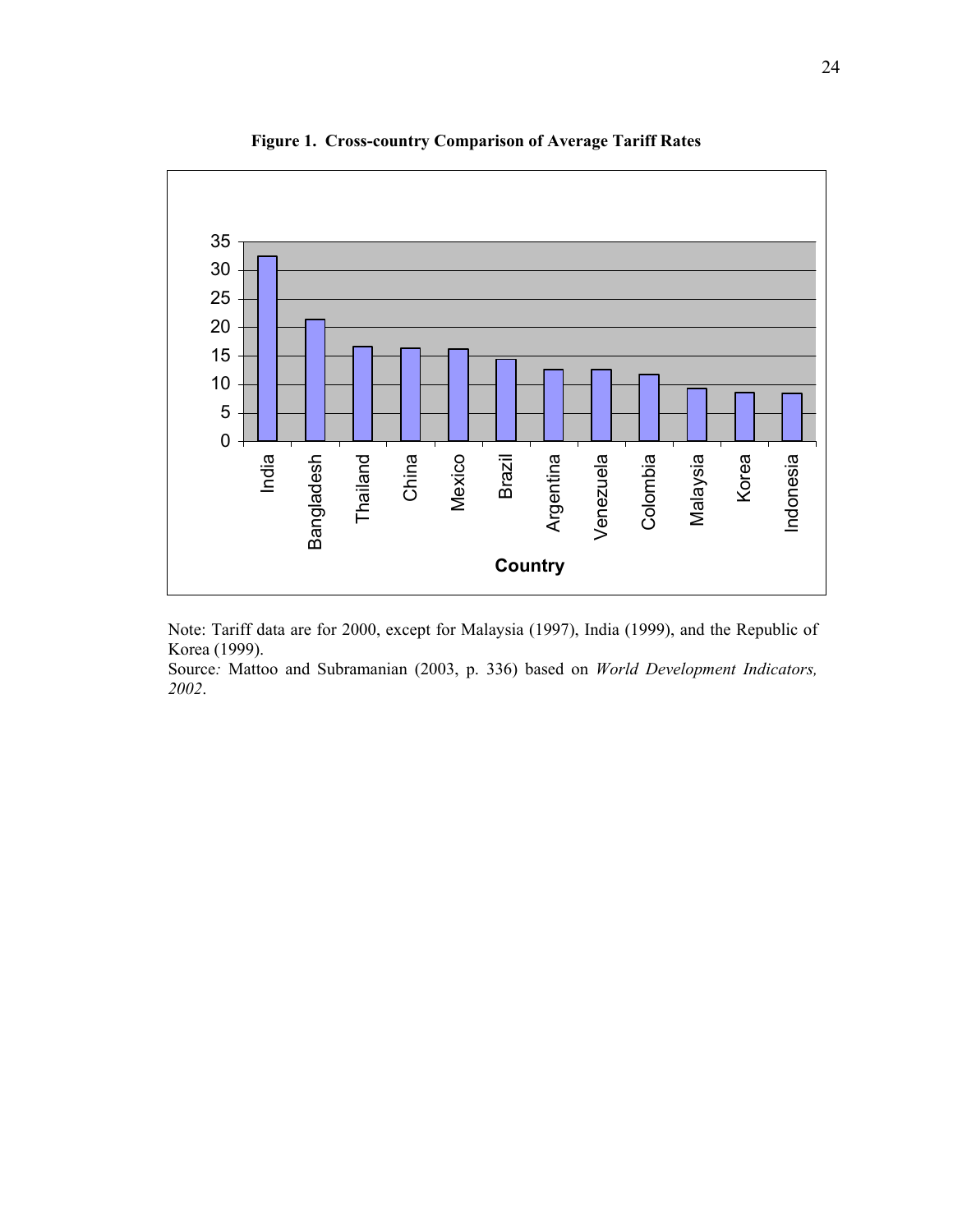**Figure 1. Cross-country Comparison of Average Tariff Rates**

35
30
25
20
15
10
5
0

India
Bangladesh
Thailand
China
Mexico
Brazil
Argentina
Venezuela
Colombia
Malaysia
Korea
Indonesia

**Country**

Note: Tariff data are for 2000, except for Malaysia (1997), India (1999), and the Republic of Korea (1999).
Source*:* Mattoo and Subramanian (2003, p. 336) based on *World Development Indicators, 2002*.